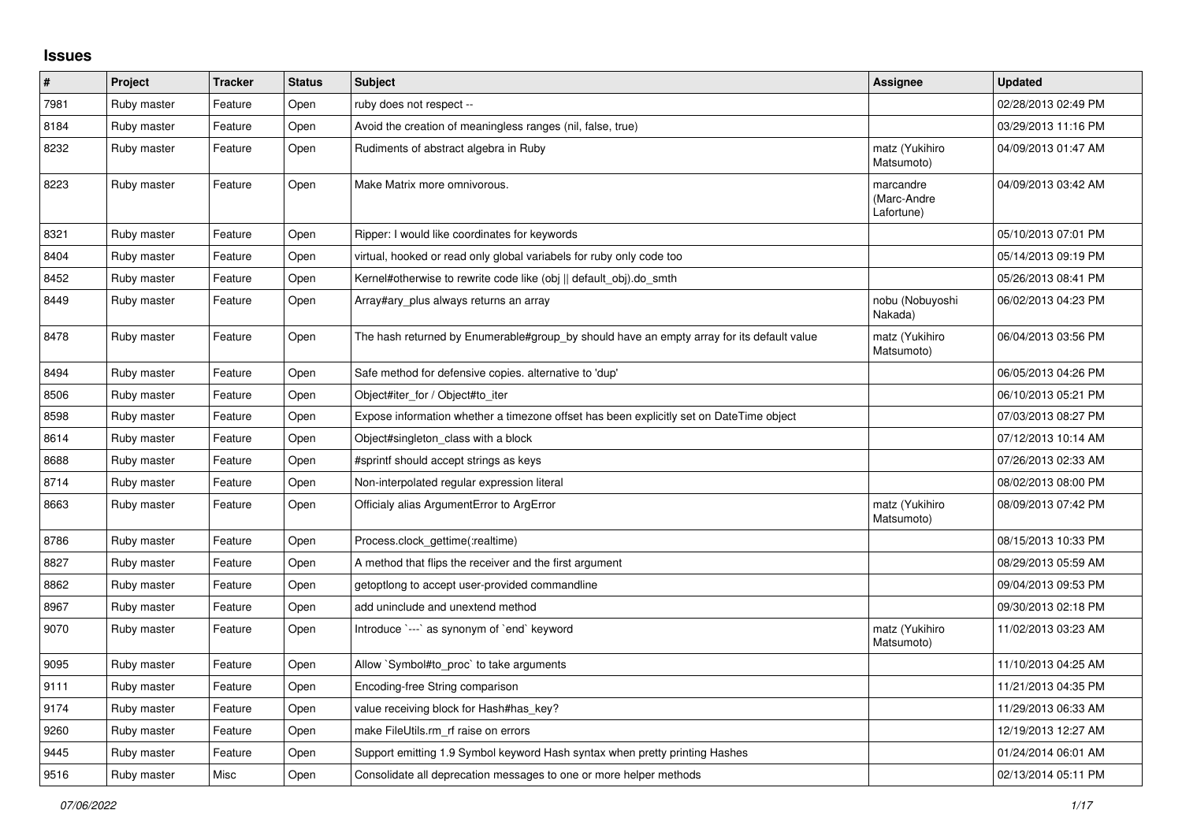# Issues

| # | Project | Tracker | Status | Subject | Assignee | Updated |
|---|---|---|---|---|---|---|
| 7981 | Ruby master | Feature | Open | ruby does not respect -- | | 02/28/2013 02:49 PM |
| 8184 | Ruby master | Feature | Open | Avoid the creation of meaningless ranges (nil, false, true) | | 03/29/2013 11:16 PM |
| 8232 | Ruby master | Feature | Open | Rudiments of abstract algebra in Ruby | matz (Yukihiro Matsumoto) | 04/09/2013 01:47 AM |
| 8223 | Ruby master | Feature | Open | Make Matrix more omnivorous. | marcandre (Marc-Andre Lafortune) | 04/09/2013 03:42 AM |
| 8321 | Ruby master | Feature | Open | Ripper: I would like coordinates for keywords | | 05/10/2013 07:01 PM |
| 8404 | Ruby master | Feature | Open | virtual, hooked or read only global variabels for ruby only code too | | 05/14/2013 09:19 PM |
| 8452 | Ruby master | Feature | Open | Kernel#otherwise to rewrite code like (obj \|\| default_obj).do_smth | | 05/26/2013 08:41 PM |
| 8449 | Ruby master | Feature | Open | Array#ary_plus always returns an array | nobu (Nobuyoshi Nakada) | 06/02/2013 04:23 PM |
| 8478 | Ruby master | Feature | Open | The hash returned by Enumerable#group_by should have an empty array for its default value | matz (Yukihiro Matsumoto) | 06/04/2013 03:56 PM |
| 8494 | Ruby master | Feature | Open | Safe method for defensive copies. alternative to 'dup' | | 06/05/2013 04:26 PM |
| 8506 | Ruby master | Feature | Open | Object#iter_for / Object#to_iter | | 06/10/2013 05:21 PM |
| 8598 | Ruby master | Feature | Open | Expose information whether a timezone offset has been explicitly set on DateTime object | | 07/03/2013 08:27 PM |
| 8614 | Ruby master | Feature | Open | Object#singleton_class with a block | | 07/12/2013 10:14 AM |
| 8688 | Ruby master | Feature | Open | #sprintf should accept strings as keys | | 07/26/2013 02:33 AM |
| 8714 | Ruby master | Feature | Open | Non-interpolated regular expression literal | | 08/02/2013 08:00 PM |
| 8663 | Ruby master | Feature | Open | Officialy alias ArgumentError to ArgError | matz (Yukihiro Matsumoto) | 08/09/2013 07:42 PM |
| 8786 | Ruby master | Feature | Open | Process.clock_gettime(:realtime) | | 08/15/2013 10:33 PM |
| 8827 | Ruby master | Feature | Open | A method that flips the receiver and the first argument | | 08/29/2013 05:59 AM |
| 8862 | Ruby master | Feature | Open | getoptlong to accept user-provided commandline | | 09/04/2013 09:53 PM |
| 8967 | Ruby master | Feature | Open | add uninclude and unextend method | | 09/30/2013 02:18 PM |
| 9070 | Ruby master | Feature | Open | Introduce `---` as synonym of `end` keyword | matz (Yukihiro Matsumoto) | 11/02/2013 03:23 AM |
| 9095 | Ruby master | Feature | Open | Allow `Symbol#to_proc` to take arguments | | 11/10/2013 04:25 AM |
| 9111 | Ruby master | Feature | Open | Encoding-free String comparison | | 11/21/2013 04:35 PM |
| 9174 | Ruby master | Feature | Open | value receiving block for Hash#has_key? | | 11/29/2013 06:33 AM |
| 9260 | Ruby master | Feature | Open | make FileUtils.rm_rf raise on errors | | 12/19/2013 12:27 AM |
| 9445 | Ruby master | Feature | Open | Support emitting 1.9 Symbol keyword Hash syntax when pretty printing Hashes | | 01/24/2014 06:01 AM |
| 9516 | Ruby master | Misc | Open | Consolidate all deprecation messages to one or more helper methods | | 02/13/2014 05:11 PM |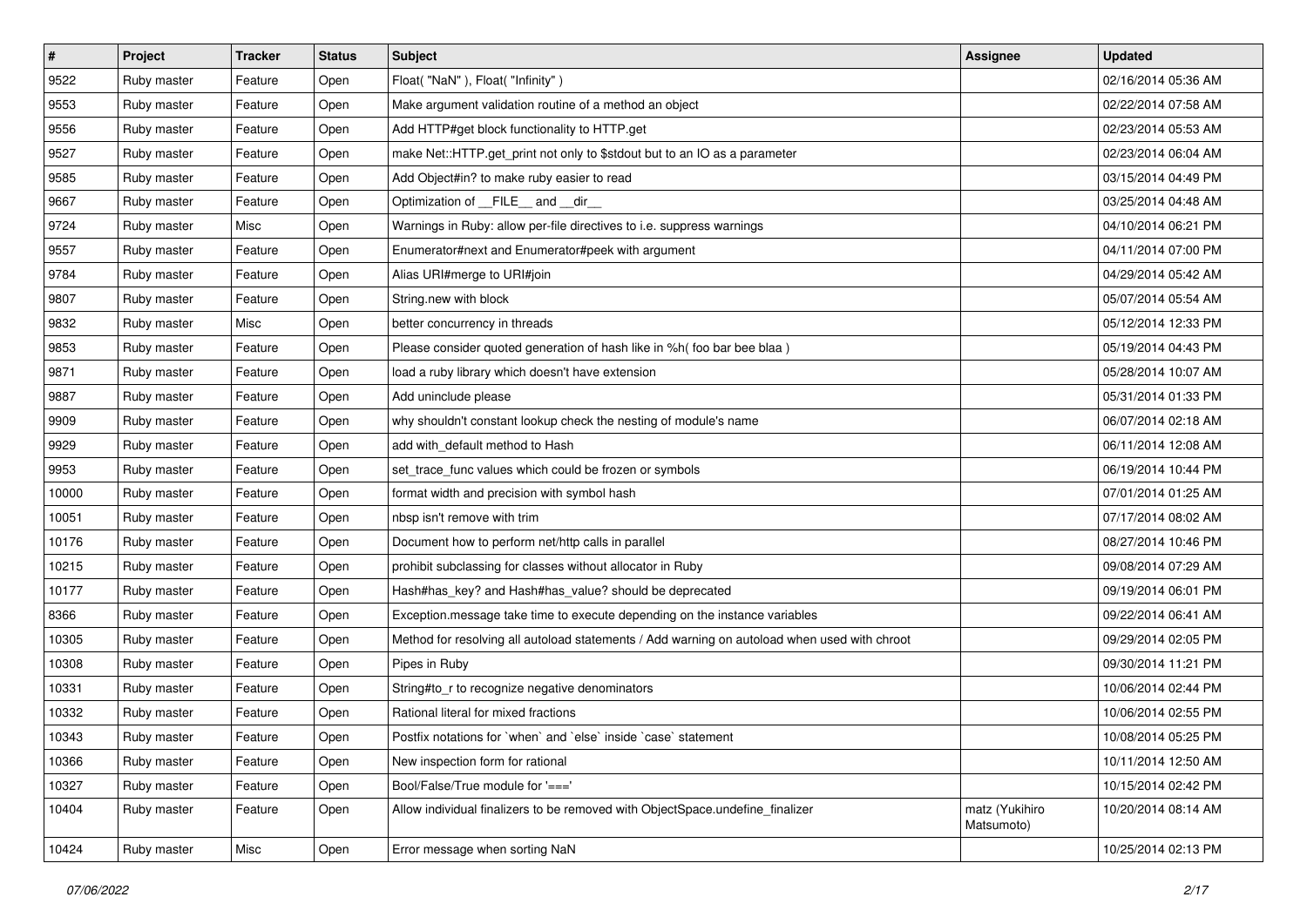| # | Project | Tracker | Status | Subject | Assignee | Updated |
|---|---|---|---|---|---|---|
| 9522 | Ruby master | Feature | Open | Float( "NaN" ), Float( "Infinity" ) | | 02/16/2014 05:36 AM |
| 9553 | Ruby master | Feature | Open | Make argument validation routine of a method an object | | 02/22/2014 07:58 AM |
| 9556 | Ruby master | Feature | Open | Add HTTP#get block functionality to HTTP.get | | 02/23/2014 05:53 AM |
| 9527 | Ruby master | Feature | Open | make Net::HTTP.get_print not only to $stdout but to an IO as a parameter | | 02/23/2014 06:04 AM |
| 9585 | Ruby master | Feature | Open | Add Object#in? to make ruby easier to read | | 03/15/2014 04:49 PM |
| 9667 | Ruby master | Feature | Open | Optimization of __FILE__ and __dir__ | | 03/25/2014 04:48 AM |
| 9724 | Ruby master | Misc | Open | Warnings in Ruby: allow per-file directives to i.e. suppress warnings | | 04/10/2014 06:21 PM |
| 9557 | Ruby master | Feature | Open | Enumerator#next and Enumerator#peek with argument | | 04/11/2014 07:00 PM |
| 9784 | Ruby master | Feature | Open | Alias URI#merge to URI#join | | 04/29/2014 05:42 AM |
| 9807 | Ruby master | Feature | Open | String.new with block | | 05/07/2014 05:54 AM |
| 9832 | Ruby master | Misc | Open | better concurrency in threads | | 05/12/2014 12:33 PM |
| 9853 | Ruby master | Feature | Open | Please consider quoted generation of hash like in %h( foo bar bee blaa ) | | 05/19/2014 04:43 PM |
| 9871 | Ruby master | Feature | Open | load a ruby library which doesn't have extension | | 05/28/2014 10:07 AM |
| 9887 | Ruby master | Feature | Open | Add uninclude please | | 05/31/2014 01:33 PM |
| 9909 | Ruby master | Feature | Open | why shouldn't constant lookup check the nesting of module's name | | 06/07/2014 02:18 AM |
| 9929 | Ruby master | Feature | Open | add with_default method to Hash | | 06/11/2014 12:08 AM |
| 9953 | Ruby master | Feature | Open | set_trace_func values which could be frozen or symbols | | 06/19/2014 10:44 PM |
| 10000 | Ruby master | Feature | Open | format width and precision with symbol hash | | 07/01/2014 01:25 AM |
| 10051 | Ruby master | Feature | Open | nbsp isn't remove with trim | | 07/17/2014 08:02 AM |
| 10176 | Ruby master | Feature | Open | Document how to perform net/http calls in parallel | | 08/27/2014 10:46 PM |
| 10215 | Ruby master | Feature | Open | prohibit subclassing for classes without allocator in Ruby | | 09/08/2014 07:29 AM |
| 10177 | Ruby master | Feature | Open | Hash#has_key? and Hash#has_value? should be deprecated | | 09/19/2014 06:01 PM |
| 8366 | Ruby master | Feature | Open | Exception.message take time to execute depending on the instance variables | | 09/22/2014 06:41 AM |
| 10305 | Ruby master | Feature | Open | Method for resolving all autoload statements / Add warning on autoload when used with chroot | | 09/29/2014 02:05 PM |
| 10308 | Ruby master | Feature | Open | Pipes in Ruby | | 09/30/2014 11:21 PM |
| 10331 | Ruby master | Feature | Open | String#to_r to recognize negative denominators | | 10/06/2014 02:44 PM |
| 10332 | Ruby master | Feature | Open | Rational literal for mixed fractions | | 10/06/2014 02:55 PM |
| 10343 | Ruby master | Feature | Open | Postfix notations for `when` and `else` inside `case` statement | | 10/08/2014 05:25 PM |
| 10366 | Ruby master | Feature | Open | New inspection form for rational | | 10/11/2014 12:50 AM |
| 10327 | Ruby master | Feature | Open | Bool/False/True module for '===' | | 10/15/2014 02:42 PM |
| 10404 | Ruby master | Feature | Open | Allow individual finalizers to be removed with ObjectSpace.undefine_finalizer | matz (Yukihiro Matsumoto) | 10/20/2014 08:14 AM |
| 10424 | Ruby master | Misc | Open | Error message when sorting NaN | | 10/25/2014 02:13 PM |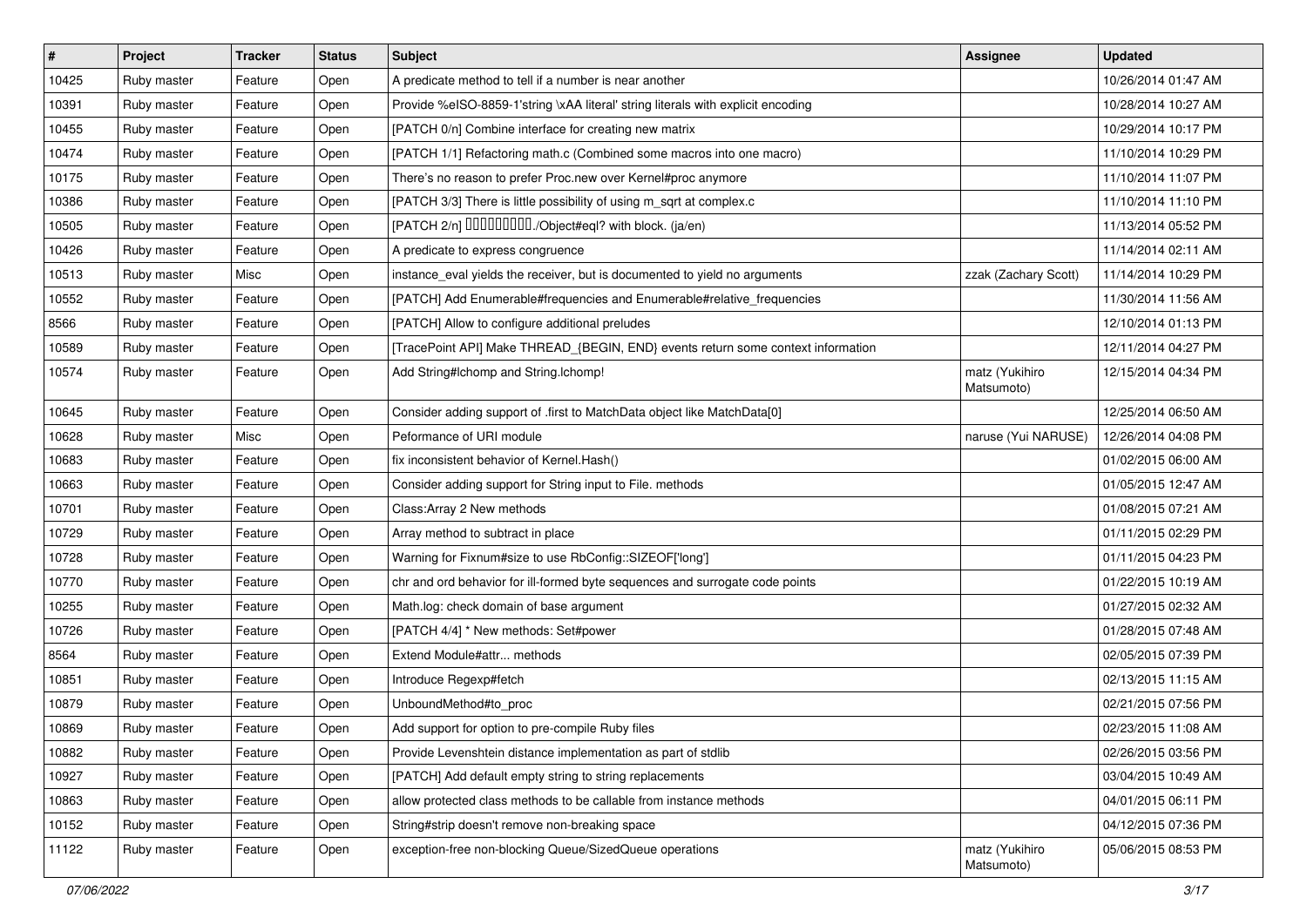| # | Project | Tracker | Status | Subject | Assignee | Updated |
|---|---|---|---|---|---|---|
| 10425 | Ruby master | Feature | Open | A predicate method to tell if a number is near another | | 10/26/2014 01:47 AM |
| 10391 | Ruby master | Feature | Open | Provide %eISO-8859-1'string \xAA literal' string literals with explicit encoding | | 10/28/2014 10:27 AM |
| 10455 | Ruby master | Feature | Open | [PATCH 0/n] Combine interface for creating new matrix | | 10/29/2014 10:17 PM |
| 10474 | Ruby master | Feature | Open | [PATCH 1/1] Refactoring math.c (Combined some macros into one macro) | | 11/10/2014 10:29 PM |
| 10175 | Ruby master | Feature | Open | There's no reason to prefer Proc.new over Kernel#proc anymore | | 11/10/2014 11:07 PM |
| 10386 | Ruby master | Feature | Open | [PATCH 3/3] There is little possibility of using m_sqrt at complex.c | | 11/10/2014 11:10 PM |
| 10505 | Ruby master | Feature | Open | [PATCH 2/n] □□□□□□□□□./Object#eql? with block. (ja/en) | | 11/13/2014 05:52 PM |
| 10426 | Ruby master | Feature | Open | A predicate to express congruence | | 11/14/2014 02:11 AM |
| 10513 | Ruby master | Misc | Open | instance_eval yields the receiver, but is documented to yield no arguments | zzak (Zachary Scott) | 11/14/2014 10:29 PM |
| 10552 | Ruby master | Feature | Open | [PATCH] Add Enumerable#frequencies and Enumerable#relative_frequencies | | 11/30/2014 11:56 AM |
| 8566 | Ruby master | Feature | Open | [PATCH] Allow to configure additional preludes | | 12/10/2014 01:13 PM |
| 10589 | Ruby master | Feature | Open | [TracePoint API] Make THREAD_{BEGIN, END} events return some context information | | 12/11/2014 04:27 PM |
| 10574 | Ruby master | Feature | Open | Add String#lchomp and String.lchomp! | matz (Yukihiro Matsumoto) | 12/15/2014 04:34 PM |
| 10645 | Ruby master | Feature | Open | Consider adding support of .first to MatchData object like MatchData[0] | | 12/25/2014 06:50 AM |
| 10628 | Ruby master | Misc | Open | Peformance of URI module | naruse (Yui NARUSE) | 12/26/2014 04:08 PM |
| 10683 | Ruby master | Feature | Open | fix inconsistent behavior of Kernel.Hash() | | 01/02/2015 06:00 AM |
| 10663 | Ruby master | Feature | Open | Consider adding support for String input to File. methods | | 01/05/2015 12:47 AM |
| 10701 | Ruby master | Feature | Open | Class:Array 2 New methods | | 01/08/2015 07:21 AM |
| 10729 | Ruby master | Feature | Open | Array method to subtract in place | | 01/11/2015 02:29 PM |
| 10728 | Ruby master | Feature | Open | Warning for Fixnum#size to use RbConfig::SIZEOF['long'] | | 01/11/2015 04:23 PM |
| 10770 | Ruby master | Feature | Open | chr and ord behavior for ill-formed byte sequences and surrogate code points | | 01/22/2015 10:19 AM |
| 10255 | Ruby master | Feature | Open | Math.log: check domain of base argument | | 01/27/2015 02:32 AM |
| 10726 | Ruby master | Feature | Open | [PATCH 4/4] * New methods: Set#power | | 01/28/2015 07:48 AM |
| 8564 | Ruby master | Feature | Open | Extend Module#attr... methods | | 02/05/2015 07:39 PM |
| 10851 | Ruby master | Feature | Open | Introduce Regexp#fetch | | 02/13/2015 11:15 AM |
| 10879 | Ruby master | Feature | Open | UnboundMethod#to_proc | | 02/21/2015 07:56 PM |
| 10869 | Ruby master | Feature | Open | Add support for option to pre-compile Ruby files | | 02/23/2015 11:08 AM |
| 10882 | Ruby master | Feature | Open | Provide Levenshtein distance implementation as part of stdlib | | 02/26/2015 03:56 PM |
| 10927 | Ruby master | Feature | Open | [PATCH] Add default empty string to string replacements | | 03/04/2015 10:49 AM |
| 10863 | Ruby master | Feature | Open | allow protected class methods to be callable from instance methods | | 04/01/2015 06:11 PM |
| 10152 | Ruby master | Feature | Open | String#strip doesn't remove non-breaking space | | 04/12/2015 07:36 PM |
| 11122 | Ruby master | Feature | Open | exception-free non-blocking Queue/SizedQueue operations | matz (Yukihiro Matsumoto) | 05/06/2015 08:53 PM |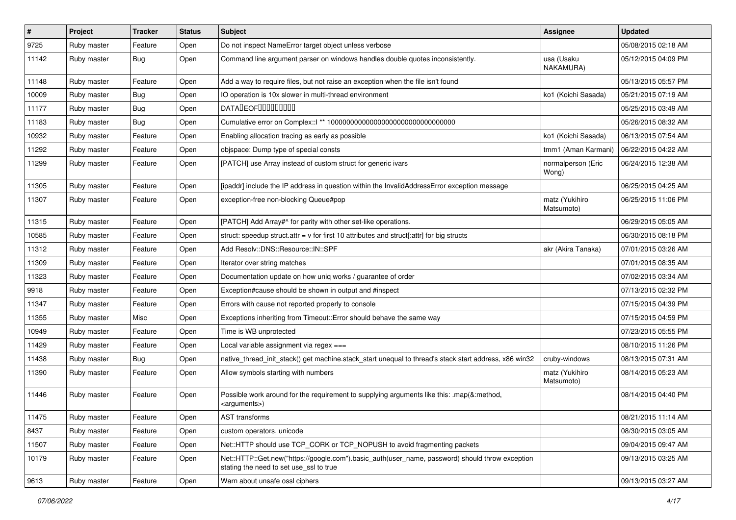| # | Project | Tracker | Status | Subject | Assignee | Updated |
| --- | --- | --- | --- | --- | --- | --- |
| 9725 | Ruby master | Feature | Open | Do not inspect NameError target object unless verbose | | 05/08/2015 02:18 AM |
| 11142 | Ruby master | Bug | Open | Command line argument parser on windows handles double quotes inconsistently. | usa (Usaku NAKAMURA) | 05/12/2015 04:09 PM |
| 11148 | Ruby master | Feature | Open | Add a way to require files, but not raise an exception when the file isn't found | | 05/13/2015 05:57 PM |
| 10009 | Ruby master | Bug | Open | IO operation is 10x slower in multi-thread environment | ko1 (Koichi Sasada) | 05/21/2015 07:19 AM |
| 11177 | Ruby master | Bug | Open | DATA�EOF��������� | | 05/25/2015 03:49 AM |
| 11183 | Ruby master | Bug | Open | Cumulative error on Complex::I ** 100000000000000000000000000000000 | | 05/26/2015 08:32 AM |
| 10932 | Ruby master | Feature | Open | Enabling allocation tracing as early as possible | ko1 (Koichi Sasada) | 06/13/2015 07:54 AM |
| 11292 | Ruby master | Feature | Open | objspace: Dump type of special consts | tmm1 (Aman Karmani) | 06/22/2015 04:22 AM |
| 11299 | Ruby master | Feature | Open | [PATCH] use Array instead of custom struct for generic ivars | normalperson (Eric Wong) | 06/24/2015 12:38 AM |
| 11305 | Ruby master | Feature | Open | [ipaddr] include the IP address in question within the InvalidAddressError exception message | | 06/25/2015 04:25 AM |
| 11307 | Ruby master | Feature | Open | exception-free non-blocking Queue#pop | matz (Yukihiro Matsumoto) | 06/25/2015 11:06 PM |
| 11315 | Ruby master | Feature | Open | [PATCH] Add Array#^ for parity with other set-like operations. | | 06/29/2015 05:05 AM |
| 10585 | Ruby master | Feature | Open | struct: speedup struct.attr = v for first 10 attributes and struct[:attr] for big structs | | 06/30/2015 08:18 PM |
| 11312 | Ruby master | Feature | Open | Add Resolv::DNS::Resource::IN::SPF | akr (Akira Tanaka) | 07/01/2015 03:26 AM |
| 11309 | Ruby master | Feature | Open | Iterator over string matches | | 07/01/2015 08:35 AM |
| 11323 | Ruby master | Feature | Open | Documentation update on how uniq works / guarantee of order | | 07/02/2015 03:34 AM |
| 9918 | Ruby master | Feature | Open | Exception#cause should be shown in output and #inspect | | 07/13/2015 02:32 PM |
| 11347 | Ruby master | Feature | Open | Errors with cause not reported properly to console | | 07/15/2015 04:39 PM |
| 11355 | Ruby master | Misc | Open | Exceptions inheriting from Timeout::Error should behave the same way | | 07/15/2015 04:59 PM |
| 10949 | Ruby master | Feature | Open | Time is WB unprotected | | 07/23/2015 05:55 PM |
| 11429 | Ruby master | Feature | Open | Local variable assignment via regex === | | 08/10/2015 11:26 PM |
| 11438 | Ruby master | Bug | Open | native_thread_init_stack() get machine.stack_start unequal to thread's stack start address, x86 win32 | cruby-windows | 08/13/2015 07:31 AM |
| 11390 | Ruby master | Feature | Open | Allow symbols starting with numbers | matz (Yukihiro Matsumoto) | 08/14/2015 05:23 AM |
| 11446 | Ruby master | Feature | Open | Possible work around for the requirement to supplying arguments like this: .map(&:method, <arguments>) | | 08/14/2015 04:40 PM |
| 11475 | Ruby master | Feature | Open | AST transforms | | 08/21/2015 11:14 AM |
| 8437 | Ruby master | Feature | Open | custom operators, unicode | | 08/30/2015 03:05 AM |
| 11507 | Ruby master | Feature | Open | Net::HTTP should use TCP_CORK or TCP_NOPUSH to avoid fragmenting packets | | 09/04/2015 09:47 AM |
| 10179 | Ruby master | Feature | Open | Net::HTTP::Get.new("https://google.com").basic_auth(user_name, password) should throw exception stating the need to set use_ssl to true | | 09/13/2015 03:25 AM |
| 9613 | Ruby master | Feature | Open | Warn about unsafe ossl ciphers | | 09/13/2015 03:27 AM |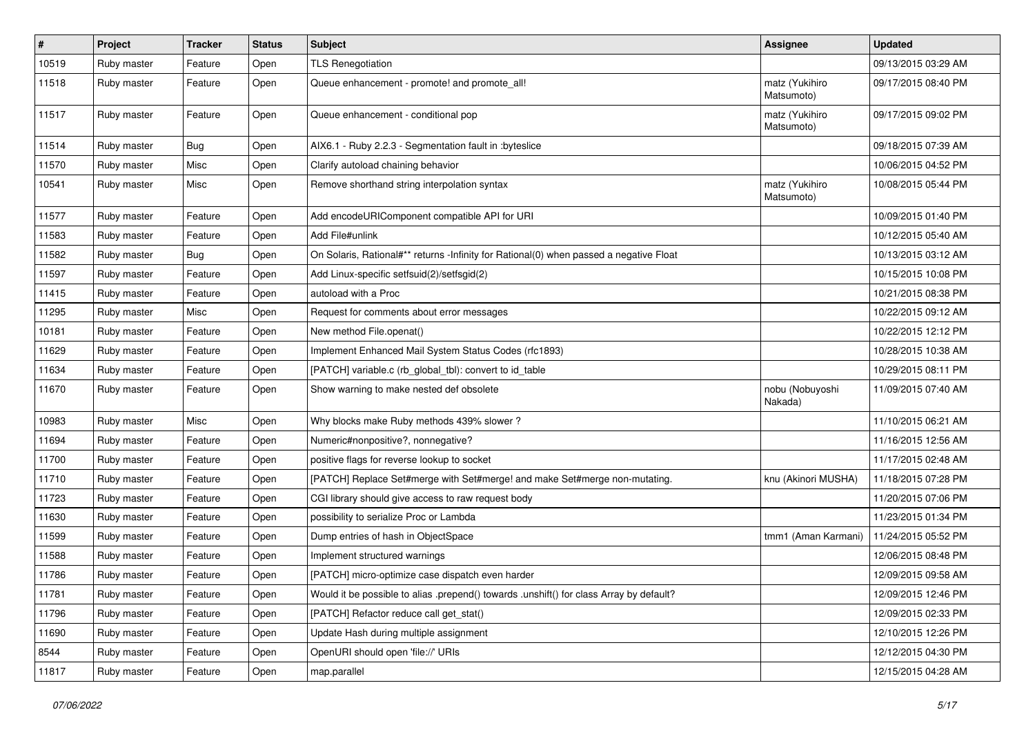| # | Project | Tracker | Status | Subject | Assignee | Updated |
|---|---|---|---|---|---|---|
| 10519 | Ruby master | Feature | Open | TLS Renegotiation | | 09/13/2015 03:29 AM |
| 11518 | Ruby master | Feature | Open | Queue enhancement - promote! and promote_all! | matz (Yukihiro Matsumoto) | 09/17/2015 08:40 PM |
| 11517 | Ruby master | Feature | Open | Queue enhancement - conditional pop | matz (Yukihiro Matsumoto) | 09/17/2015 09:02 PM |
| 11514 | Ruby master | Bug | Open | AIX6.1 - Ruby 2.2.3 - Segmentation fault in :byteslice | | 09/18/2015 07:39 AM |
| 11570 | Ruby master | Misc | Open | Clarify autoload chaining behavior | | 10/06/2015 04:52 PM |
| 10541 | Ruby master | Misc | Open | Remove shorthand string interpolation syntax | matz (Yukihiro Matsumoto) | 10/08/2015 05:44 PM |
| 11577 | Ruby master | Feature | Open | Add encodeURIComponent compatible API for URI | | 10/09/2015 01:40 PM |
| 11583 | Ruby master | Feature | Open | Add File#unlink | | 10/12/2015 05:40 AM |
| 11582 | Ruby master | Bug | Open | On Solaris, Rational#** returns -Infinity for Rational(0) when passed a negative Float | | 10/13/2015 03:12 AM |
| 11597 | Ruby master | Feature | Open | Add Linux-specific setfsuid(2)/setfsgid(2) | | 10/15/2015 10:08 PM |
| 11415 | Ruby master | Feature | Open | autoload with a Proc | | 10/21/2015 08:38 PM |
| 11295 | Ruby master | Misc | Open | Request for comments about error messages | | 10/22/2015 09:12 AM |
| 10181 | Ruby master | Feature | Open | New method File.openat() | | 10/22/2015 12:12 PM |
| 11629 | Ruby master | Feature | Open | Implement Enhanced Mail System Status Codes (rfc1893) | | 10/28/2015 10:38 AM |
| 11634 | Ruby master | Feature | Open | [PATCH] variable.c (rb_global_tbl): convert to id_table | | 10/29/2015 08:11 PM |
| 11670 | Ruby master | Feature | Open | Show warning to make nested def obsolete | nobu (Nobuyoshi Nakada) | 11/09/2015 07:40 AM |
| 10983 | Ruby master | Misc | Open | Why blocks make Ruby methods 439% slower ? | | 11/10/2015 06:21 AM |
| 11694 | Ruby master | Feature | Open | Numeric#nonpositive?, nonnegative? | | 11/16/2015 12:56 AM |
| 11700 | Ruby master | Feature | Open | positive flags for reverse lookup to socket | | 11/17/2015 02:48 AM |
| 11710 | Ruby master | Feature | Open | [PATCH] Replace Set#merge with Set#merge! and make Set#merge non-mutating. | knu (Akinori MUSHA) | 11/18/2015 07:28 PM |
| 11723 | Ruby master | Feature | Open | CGI library should give access to raw request body | | 11/20/2015 07:06 PM |
| 11630 | Ruby master | Feature | Open | possibility to serialize Proc or Lambda | | 11/23/2015 01:34 PM |
| 11599 | Ruby master | Feature | Open | Dump entries of hash in ObjectSpace | tmm1 (Aman Karmani) | 11/24/2015 05:52 PM |
| 11588 | Ruby master | Feature | Open | Implement structured warnings | | 12/06/2015 08:48 PM |
| 11786 | Ruby master | Feature | Open | [PATCH] micro-optimize case dispatch even harder | | 12/09/2015 09:58 AM |
| 11781 | Ruby master | Feature | Open | Would it be possible to alias .prepend() towards .unshift() for class Array by default? | | 12/09/2015 12:46 PM |
| 11796 | Ruby master | Feature | Open | [PATCH] Refactor reduce call get_stat() | | 12/09/2015 02:33 PM |
| 11690 | Ruby master | Feature | Open | Update Hash during multiple assignment | | 12/10/2015 12:26 PM |
| 8544 | Ruby master | Feature | Open | OpenURI should open 'file://' URIs | | 12/12/2015 04:30 PM |
| 11817 | Ruby master | Feature | Open | map.parallel | | 12/15/2015 04:28 AM |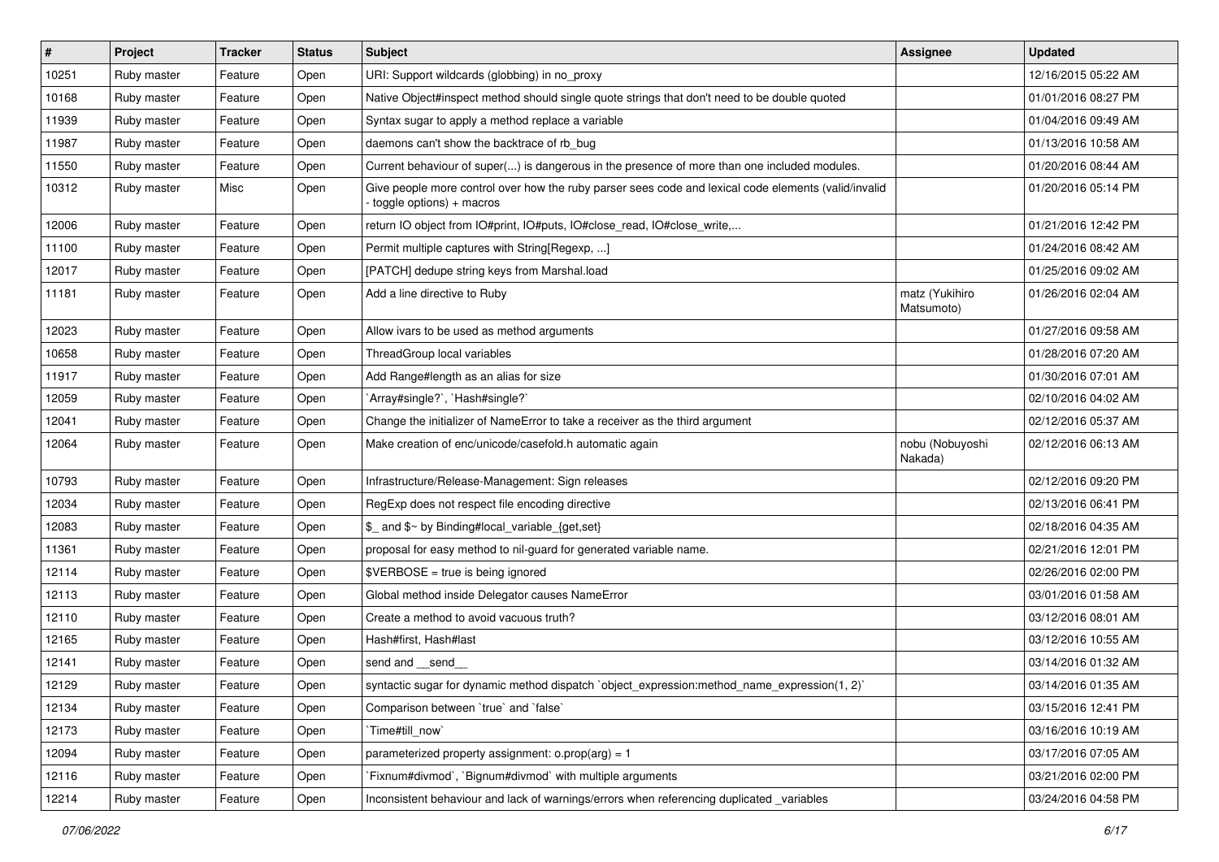| # | Project | Tracker | Status | Subject | Assignee | Updated |
|---|---|---|---|---|---|---|
| 10251 | Ruby master | Feature | Open | URI: Support wildcards (globbing) in no_proxy | | 12/16/2015 05:22 AM |
| 10168 | Ruby master | Feature | Open | Native Object#inspect method should single quote strings that don't need to be double quoted | | 01/01/2016 08:27 PM |
| 11939 | Ruby master | Feature | Open | Syntax sugar to apply a method replace a variable | | 01/04/2016 09:49 AM |
| 11987 | Ruby master | Feature | Open | daemons can't show the backtrace of rb_bug | | 01/13/2016 10:58 AM |
| 11550 | Ruby master | Feature | Open | Current behaviour of super(...) is dangerous in the presence of more than one included modules. | | 01/20/2016 08:44 AM |
| 10312 | Ruby master | Misc | Open | Give people more control over how the ruby parser sees code and lexical code elements (valid/invalid - toggle options) + macros | | 01/20/2016 05:14 PM |
| 12006 | Ruby master | Feature | Open | return IO object from IO#print, IO#puts, IO#close_read, IO#close_write,... | | 01/21/2016 12:42 PM |
| 11100 | Ruby master | Feature | Open | Permit multiple captures with String[Regexp, ...] | | 01/24/2016 08:42 AM |
| 12017 | Ruby master | Feature | Open | [PATCH] dedupe string keys from Marshal.load | | 01/25/2016 09:02 AM |
| 11181 | Ruby master | Feature | Open | Add a line directive to Ruby | matz (Yukihiro Matsumoto) | 01/26/2016 02:04 AM |
| 12023 | Ruby master | Feature | Open | Allow ivars to be used as method arguments | | 01/27/2016 09:58 AM |
| 10658 | Ruby master | Feature | Open | ThreadGroup local variables | | 01/28/2016 07:20 AM |
| 11917 | Ruby master | Feature | Open | Add Range#length as an alias for size | | 01/30/2016 07:01 AM |
| 12059 | Ruby master | Feature | Open | `Array#single?`, `Hash#single?` | | 02/10/2016 04:02 AM |
| 12041 | Ruby master | Feature | Open | Change the initializer of NameError to take a receiver as the third argument | | 02/12/2016 05:37 AM |
| 12064 | Ruby master | Feature | Open | Make creation of enc/unicode/casefold.h automatic again | nobu (Nobuyoshi Nakada) | 02/12/2016 06:13 AM |
| 10793 | Ruby master | Feature | Open | Infrastructure/Release-Management: Sign releases | | 02/12/2016 09:20 PM |
| 12034 | Ruby master | Feature | Open | RegExp does not respect file encoding directive | | 02/13/2016 06:41 PM |
| 12083 | Ruby master | Feature | Open | $_ and $~ by Binding#local_variable_{get,set} | | 02/18/2016 04:35 AM |
| 11361 | Ruby master | Feature | Open | proposal for easy method to nil-guard for generated variable name. | | 02/21/2016 12:01 PM |
| 12114 | Ruby master | Feature | Open | $VERBOSE = true is being ignored | | 02/26/2016 02:00 PM |
| 12113 | Ruby master | Feature | Open | Global method inside Delegator causes NameError | | 03/01/2016 01:58 AM |
| 12110 | Ruby master | Feature | Open | Create a method to avoid vacuous truth? | | 03/12/2016 08:01 AM |
| 12165 | Ruby master | Feature | Open | Hash#first, Hash#last | | 03/12/2016 10:55 AM |
| 12141 | Ruby master | Feature | Open | send and __send__ | | 03/14/2016 01:32 AM |
| 12129 | Ruby master | Feature | Open | syntactic sugar for dynamic method dispatch `object_expression:method_name_expression(1, 2)` | | 03/14/2016 01:35 AM |
| 12134 | Ruby master | Feature | Open | Comparison between `true` and `false` | | 03/15/2016 12:41 PM |
| 12173 | Ruby master | Feature | Open | `Time#till_now` | | 03/16/2016 10:19 AM |
| 12094 | Ruby master | Feature | Open | parameterized property assignment: o.prop(arg) = 1 | | 03/17/2016 07:05 AM |
| 12116 | Ruby master | Feature | Open | `Fixnum#divmod`, `Bignum#divmod` with multiple arguments | | 03/21/2016 02:00 PM |
| 12214 | Ruby master | Feature | Open | Inconsistent behaviour and lack of warnings/errors when referencing duplicated _variables | | 03/24/2016 04:58 PM |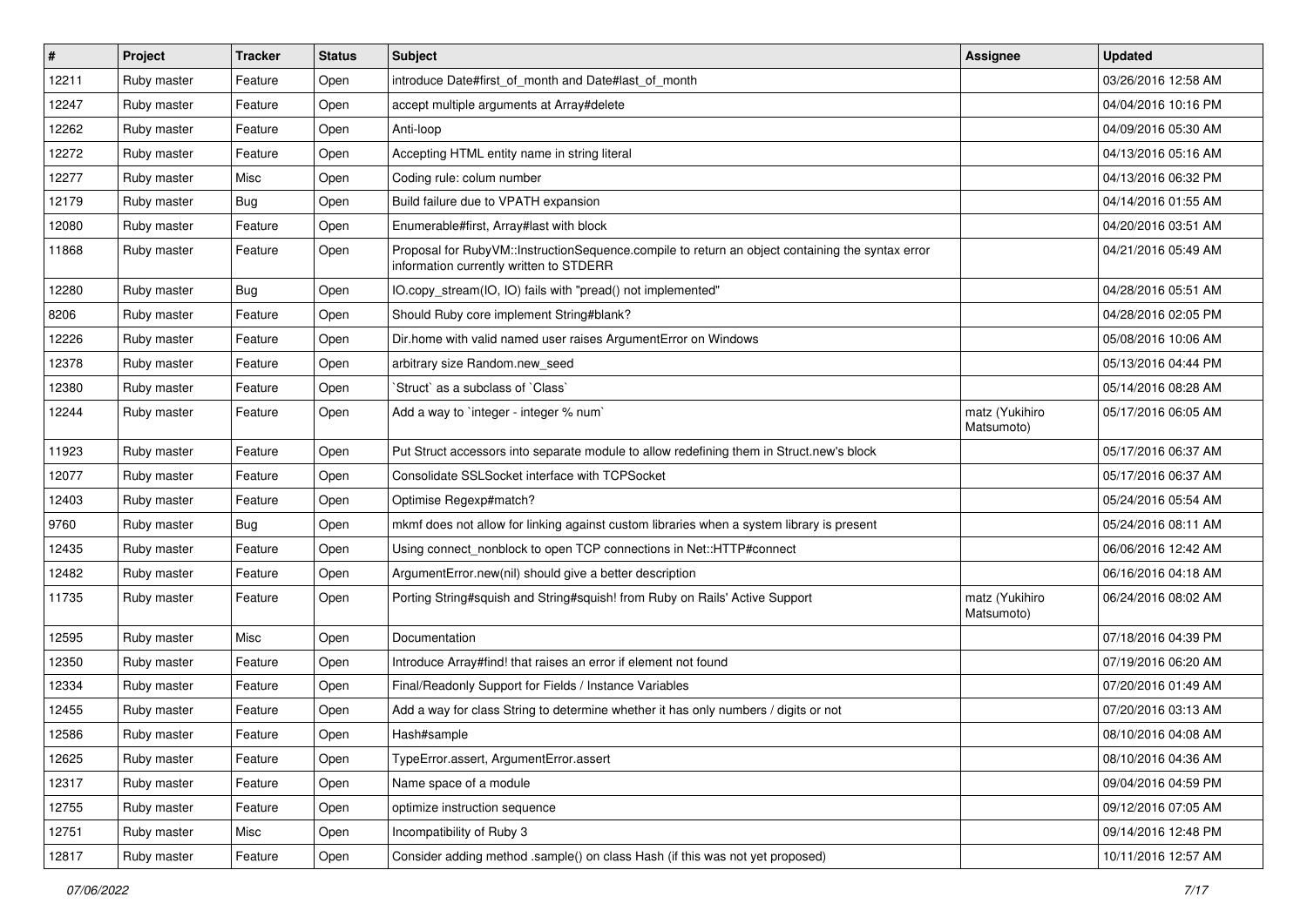| # | Project | Tracker | Status | Subject | Assignee | Updated |
| --- | --- | --- | --- | --- | --- | --- |
| 12211 | Ruby master | Feature | Open | introduce Date#first_of_month and Date#last_of_month | | 03/26/2016 12:58 AM |
| 12247 | Ruby master | Feature | Open | accept multiple arguments at Array#delete | | 04/04/2016 10:16 PM |
| 12262 | Ruby master | Feature | Open | Anti-loop | | 04/09/2016 05:30 AM |
| 12272 | Ruby master | Feature | Open | Accepting HTML entity name in string literal | | 04/13/2016 05:16 AM |
| 12277 | Ruby master | Misc | Open | Coding rule: colum number | | 04/13/2016 06:32 PM |
| 12179 | Ruby master | Bug | Open | Build failure due to VPATH expansion | | 04/14/2016 01:55 AM |
| 12080 | Ruby master | Feature | Open | Enumerable#first, Array#last with block | | 04/20/2016 03:51 AM |
| 11868 | Ruby master | Feature | Open | Proposal for RubyVM::InstructionSequence.compile to return an object containing the syntax error information currently written to STDERR | | 04/21/2016 05:49 AM |
| 12280 | Ruby master | Bug | Open | IO.copy_stream(IO, IO) fails with "pread() not implemented" | | 04/28/2016 05:51 AM |
| 8206 | Ruby master | Feature | Open | Should Ruby core implement String#blank? | | 04/28/2016 02:05 PM |
| 12226 | Ruby master | Feature | Open | Dir.home with valid named user raises ArgumentError on Windows | | 05/08/2016 10:06 AM |
| 12378 | Ruby master | Feature | Open | arbitrary size Random.new_seed | | 05/13/2016 04:44 PM |
| 12380 | Ruby master | Feature | Open | `Struct` as a subclass of `Class` | | 05/14/2016 08:28 AM |
| 12244 | Ruby master | Feature | Open | Add a way to `integer - integer % num` | matz (Yukihiro Matsumoto) | 05/17/2016 06:05 AM |
| 11923 | Ruby master | Feature | Open | Put Struct accessors into separate module to allow redefining them in Struct.new's block | | 05/17/2016 06:37 AM |
| 12077 | Ruby master | Feature | Open | Consolidate SSLSocket interface with TCPSocket | | 05/17/2016 06:37 AM |
| 12403 | Ruby master | Feature | Open | Optimise Regexp#match? | | 05/24/2016 05:54 AM |
| 9760 | Ruby master | Bug | Open | mkmf does not allow for linking against custom libraries when a system library is present | | 05/24/2016 08:11 AM |
| 12435 | Ruby master | Feature | Open | Using connect_nonblock to open TCP connections in Net::HTTP#connect | | 06/06/2016 12:42 AM |
| 12482 | Ruby master | Feature | Open | ArgumentError.new(nil) should give a better description | | 06/16/2016 04:18 AM |
| 11735 | Ruby master | Feature | Open | Porting String#squish and String#squish! from Ruby on Rails' Active Support | matz (Yukihiro Matsumoto) | 06/24/2016 08:02 AM |
| 12595 | Ruby master | Misc | Open | Documentation | | 07/18/2016 04:39 PM |
| 12350 | Ruby master | Feature | Open | Introduce Array#find! that raises an error if element not found | | 07/19/2016 06:20 AM |
| 12334 | Ruby master | Feature | Open | Final/Readonly Support for Fields / Instance Variables | | 07/20/2016 01:49 AM |
| 12455 | Ruby master | Feature | Open | Add a way for class String to determine whether it has only numbers / digits or not | | 07/20/2016 03:13 AM |
| 12586 | Ruby master | Feature | Open | Hash#sample | | 08/10/2016 04:08 AM |
| 12625 | Ruby master | Feature | Open | TypeError.assert, ArgumentError.assert | | 08/10/2016 04:36 AM |
| 12317 | Ruby master | Feature | Open | Name space of a module | | 09/04/2016 04:59 PM |
| 12755 | Ruby master | Feature | Open | optimize instruction sequence | | 09/12/2016 07:05 AM |
| 12751 | Ruby master | Misc | Open | Incompatibility of Ruby 3 | | 09/14/2016 12:48 PM |
| 12817 | Ruby master | Feature | Open | Consider adding method .sample() on class Hash (if this was not yet proposed) | | 10/11/2016 12:57 AM |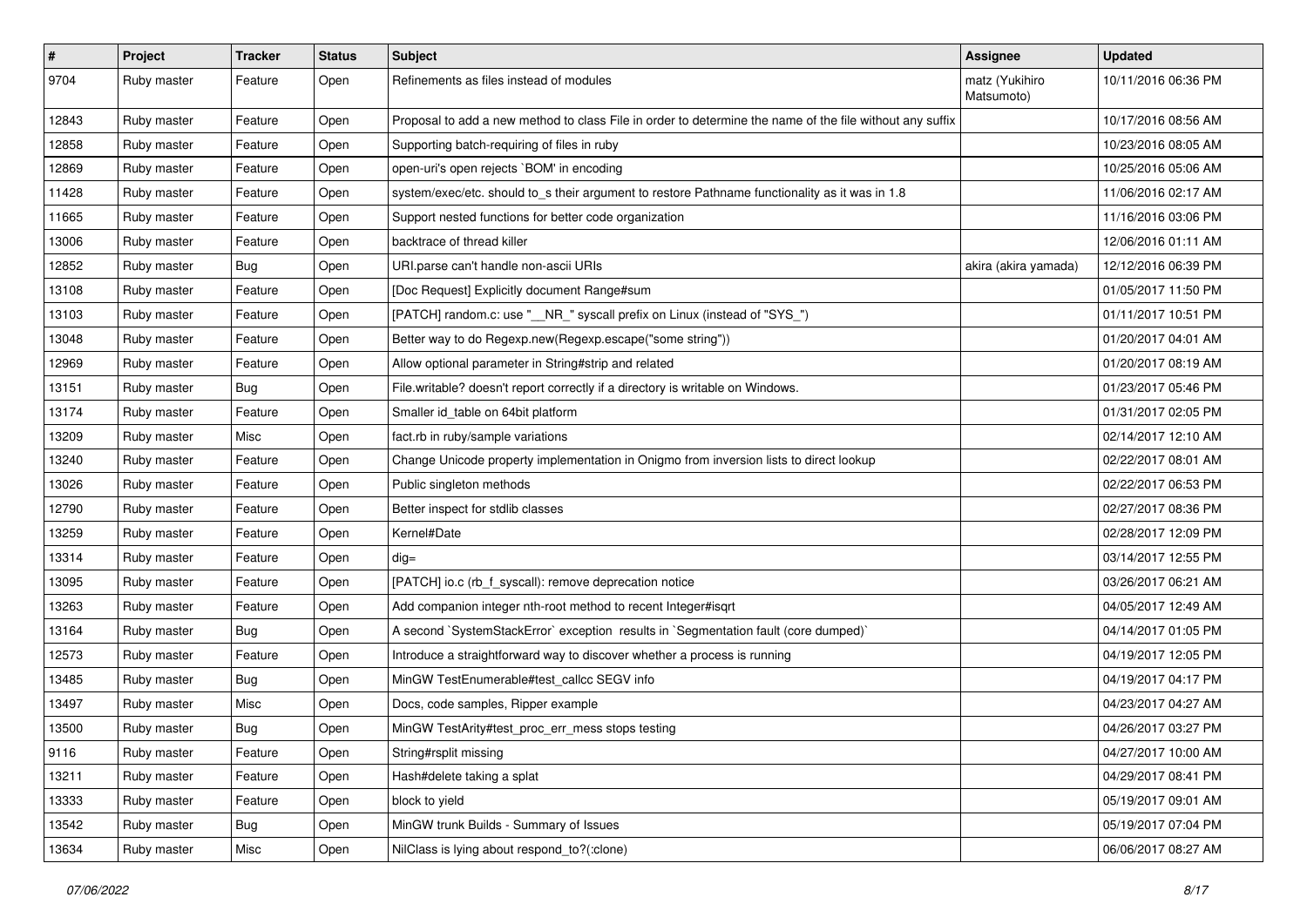| # | Project | Tracker | Status | Subject | Assignee | Updated |
|---|---|---|---|---|---|---|
| 9704 | Ruby master | Feature | Open | Refinements as files instead of modules | matz (Yukihiro Matsumoto) | 10/11/2016 06:36 PM |
| 12843 | Ruby master | Feature | Open | Proposal to add a new method to class File in order to determine the name of the file without any suffix | | 10/17/2016 08:56 AM |
| 12858 | Ruby master | Feature | Open | Supporting batch-requiring of files in ruby | | 10/23/2016 08:05 AM |
| 12869 | Ruby master | Feature | Open | open-uri's open rejects `BOM' in encoding | | 10/25/2016 05:06 AM |
| 11428 | Ruby master | Feature | Open | system/exec/etc. should to_s their argument to restore Pathname functionality as it was in 1.8 | | 11/06/2016 02:17 AM |
| 11665 | Ruby master | Feature | Open | Support nested functions for better code organization | | 11/16/2016 03:06 PM |
| 13006 | Ruby master | Feature | Open | backtrace of thread killer | | 12/06/2016 01:11 AM |
| 12852 | Ruby master | Bug | Open | URI.parse can't handle non-ascii URIs | akira (akira yamada) | 12/12/2016 06:39 PM |
| 13108 | Ruby master | Feature | Open | [Doc Request] Explicitly document Range#sum | | 01/05/2017 11:50 PM |
| 13103 | Ruby master | Feature | Open | [PATCH] random.c: use "__NR_" syscall prefix on Linux (instead of "SYS_") | | 01/11/2017 10:51 PM |
| 13048 | Ruby master | Feature | Open | Better way to do Regexp.new(Regexp.escape("some string")) | | 01/20/2017 04:01 AM |
| 12969 | Ruby master | Feature | Open | Allow optional parameter in String#strip and related | | 01/20/2017 08:19 AM |
| 13151 | Ruby master | Bug | Open | File.writable? doesn't report correctly if a directory is writable on Windows. | | 01/23/2017 05:46 PM |
| 13174 | Ruby master | Feature | Open | Smaller id_table on 64bit platform | | 01/31/2017 02:05 PM |
| 13209 | Ruby master | Misc | Open | fact.rb in ruby/sample variations | | 02/14/2017 12:10 AM |
| 13240 | Ruby master | Feature | Open | Change Unicode property implementation in Onigmo from inversion lists to direct lookup | | 02/22/2017 08:01 AM |
| 13026 | Ruby master | Feature | Open | Public singleton methods | | 02/22/2017 06:53 PM |
| 12790 | Ruby master | Feature | Open | Better inspect for stdlib classes | | 02/27/2017 08:36 PM |
| 13259 | Ruby master | Feature | Open | Kernel#Date | | 02/28/2017 12:09 PM |
| 13314 | Ruby master | Feature | Open | dig= | | 03/14/2017 12:55 PM |
| 13095 | Ruby master | Feature | Open | [PATCH] io.c (rb_f_syscall): remove deprecation notice | | 03/26/2017 06:21 AM |
| 13263 | Ruby master | Feature | Open | Add companion integer nth-root method to recent Integer#isqrt | | 04/05/2017 12:49 AM |
| 13164 | Ruby master | Bug | Open | A second `SystemStackError` exception results in `Segmentation fault (core dumped)` | | 04/14/2017 01:05 PM |
| 12573 | Ruby master | Feature | Open | Introduce a straightforward way to discover whether a process is running | | 04/19/2017 12:05 PM |
| 13485 | Ruby master | Bug | Open | MinGW TestEnumerable#test_callcc SEGV info | | 04/19/2017 04:17 PM |
| 13497 | Ruby master | Misc | Open | Docs, code samples, Ripper example | | 04/23/2017 04:27 AM |
| 13500 | Ruby master | Bug | Open | MinGW TestArity#test_proc_err_mess stops testing | | 04/26/2017 03:27 PM |
| 9116 | Ruby master | Feature | Open | String#rsplit missing | | 04/27/2017 10:00 AM |
| 13211 | Ruby master | Feature | Open | Hash#delete taking a splat | | 04/29/2017 08:41 PM |
| 13333 | Ruby master | Feature | Open | block to yield | | 05/19/2017 09:01 AM |
| 13542 | Ruby master | Bug | Open | MinGW trunk Builds - Summary of Issues | | 05/19/2017 07:04 PM |
| 13634 | Ruby master | Misc | Open | NilClass is lying about respond_to?(:clone) | | 06/06/2017 08:27 AM |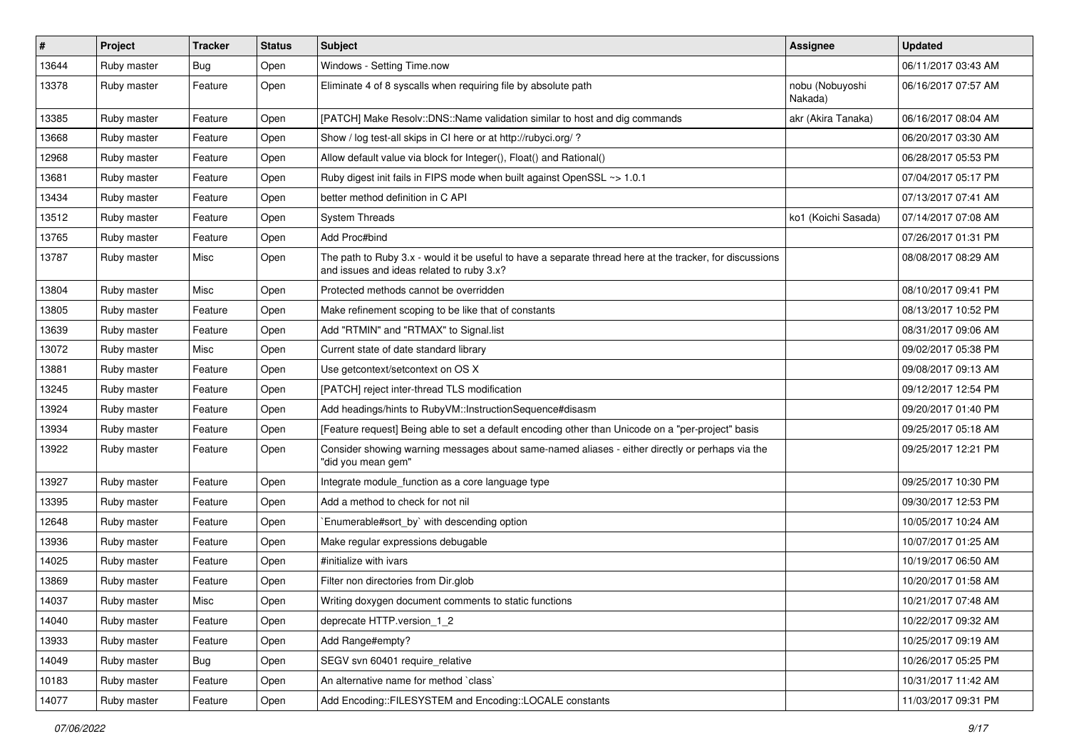| # | Project | Tracker | Status | Subject | Assignee | Updated |
|---|---|---|---|---|---|---|
| 13644 | Ruby master | Bug | Open | Windows - Setting Time.now | | 06/11/2017 03:43 AM |
| 13378 | Ruby master | Feature | Open | Eliminate 4 of 8 syscalls when requiring file by absolute path | nobu (Nobuyoshi Nakada) | 06/16/2017 07:57 AM |
| 13385 | Ruby master | Feature | Open | [PATCH] Make Resolv::DNS::Name validation similar to host and dig commands | akr (Akira Tanaka) | 06/16/2017 08:04 AM |
| 13668 | Ruby master | Feature | Open | Show / log test-all skips in CI here or at http://rubyci.org/ ? | | 06/20/2017 03:30 AM |
| 12968 | Ruby master | Feature | Open | Allow default value via block for Integer(), Float() and Rational() | | 06/28/2017 05:53 PM |
| 13681 | Ruby master | Feature | Open | Ruby digest init fails in FIPS mode when built against OpenSSL ~> 1.0.1 | | 07/04/2017 05:17 PM |
| 13434 | Ruby master | Feature | Open | better method definition in C API | | 07/13/2017 07:41 AM |
| 13512 | Ruby master | Feature | Open | System Threads | ko1 (Koichi Sasada) | 07/14/2017 07:08 AM |
| 13765 | Ruby master | Feature | Open | Add Proc#bind | | 07/26/2017 01:31 PM |
| 13787 | Ruby master | Misc | Open | The path to Ruby 3.x - would it be useful to have a separate thread here at the tracker, for discussions and issues and ideas related to ruby 3.x? | | 08/08/2017 08:29 AM |
| 13804 | Ruby master | Misc | Open | Protected methods cannot be overridden | | 08/10/2017 09:41 PM |
| 13805 | Ruby master | Feature | Open | Make refinement scoping to be like that of constants | | 08/13/2017 10:52 PM |
| 13639 | Ruby master | Feature | Open | Add "RTMIN" and "RTMAX" to Signal.list | | 08/31/2017 09:06 AM |
| 13072 | Ruby master | Misc | Open | Current state of date standard library | | 09/02/2017 05:38 PM |
| 13881 | Ruby master | Feature | Open | Use getcontext/setcontext on OS X | | 09/08/2017 09:13 AM |
| 13245 | Ruby master | Feature | Open | [PATCH] reject inter-thread TLS modification | | 09/12/2017 12:54 PM |
| 13924 | Ruby master | Feature | Open | Add headings/hints to RubyVM::InstructionSequence#disasm | | 09/20/2017 01:40 PM |
| 13934 | Ruby master | Feature | Open | [Feature request] Being able to set a default encoding other than Unicode on a "per-project" basis | | 09/25/2017 05:18 AM |
| 13922 | Ruby master | Feature | Open | Consider showing warning messages about same-named aliases - either directly or perhaps via the "did you mean gem" | | 09/25/2017 12:21 PM |
| 13927 | Ruby master | Feature | Open | Integrate module_function as a core language type | | 09/25/2017 10:30 PM |
| 13395 | Ruby master | Feature | Open | Add a method to check for not nil | | 09/30/2017 12:53 PM |
| 12648 | Ruby master | Feature | Open | `Enumerable#sort_by` with descending option | | 10/05/2017 10:24 AM |
| 13936 | Ruby master | Feature | Open | Make regular expressions debugable | | 10/07/2017 01:25 AM |
| 14025 | Ruby master | Feature | Open | #initialize with ivars | | 10/19/2017 06:50 AM |
| 13869 | Ruby master | Feature | Open | Filter non directories from Dir.glob | | 10/20/2017 01:58 AM |
| 14037 | Ruby master | Misc | Open | Writing doxygen document comments to static functions | | 10/21/2017 07:48 AM |
| 14040 | Ruby master | Feature | Open | deprecate HTTP.version_1_2 | | 10/22/2017 09:32 AM |
| 13933 | Ruby master | Feature | Open | Add Range#empty? | | 10/25/2017 09:19 AM |
| 14049 | Ruby master | Bug | Open | SEGV svn 60401 require_relative | | 10/26/2017 05:25 PM |
| 10183 | Ruby master | Feature | Open | An alternative name for method `class` | | 10/31/2017 11:42 AM |
| 14077 | Ruby master | Feature | Open | Add Encoding::FILESYSTEM and Encoding::LOCALE constants | | 11/03/2017 09:31 PM |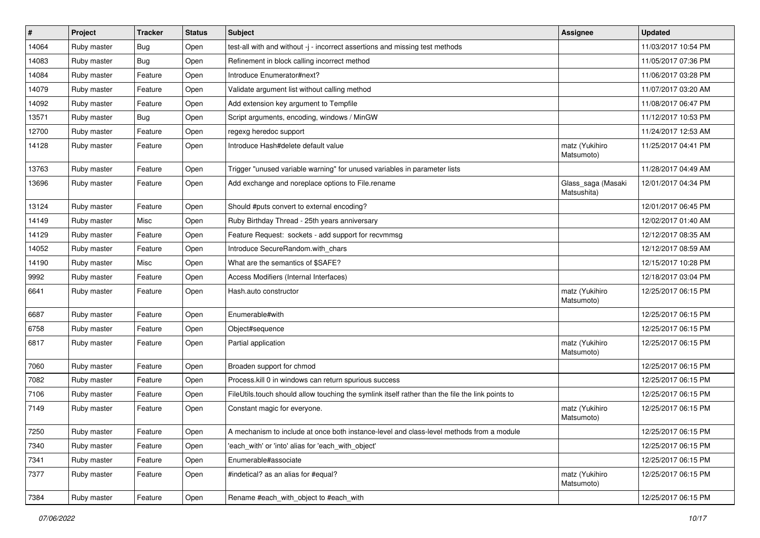| # | Project | Tracker | Status | Subject | Assignee | Updated |
|---|---|---|---|---|---|---|
| 14064 | Ruby master | Bug | Open | test-all with and without -j - incorrect assertions and missing test methods | | 11/03/2017 10:54 PM |
| 14083 | Ruby master | Bug | Open | Refinement in block calling incorrect method | | 11/05/2017 07:36 PM |
| 14084 | Ruby master | Feature | Open | Introduce Enumerator#next? | | 11/06/2017 03:28 PM |
| 14079 | Ruby master | Feature | Open | Validate argument list without calling method | | 11/07/2017 03:20 AM |
| 14092 | Ruby master | Feature | Open | Add extension key argument to Tempfile | | 11/08/2017 06:47 PM |
| 13571 | Ruby master | Bug | Open | Script arguments, encoding, windows / MinGW | | 11/12/2017 10:53 PM |
| 12700 | Ruby master | Feature | Open | regexg heredoc support | | 11/24/2017 12:53 AM |
| 14128 | Ruby master | Feature | Open | Introduce Hash#delete default value | matz (Yukihiro Matsumoto) | 11/25/2017 04:41 PM |
| 13763 | Ruby master | Feature | Open | Trigger "unused variable warning" for unused variables in parameter lists | | 11/28/2017 04:49 AM |
| 13696 | Ruby master | Feature | Open | Add exchange and noreplace options to File.rename | Glass_saga (Masaki Matsushita) | 12/01/2017 04:34 PM |
| 13124 | Ruby master | Feature | Open | Should #puts convert to external encoding? | | 12/01/2017 06:45 PM |
| 14149 | Ruby master | Misc | Open | Ruby Birthday Thread - 25th years anniversary | | 12/02/2017 01:40 AM |
| 14129 | Ruby master | Feature | Open | Feature Request: sockets - add support for recvmmsg | | 12/12/2017 08:35 AM |
| 14052 | Ruby master | Feature | Open | Introduce SecureRandom.with_chars | | 12/12/2017 08:59 AM |
| 14190 | Ruby master | Misc | Open | What are the semantics of $SAFE? | | 12/15/2017 10:28 PM |
| 9992 | Ruby master | Feature | Open | Access Modifiers (Internal Interfaces) | | 12/18/2017 03:04 PM |
| 6641 | Ruby master | Feature | Open | Hash.auto constructor | matz (Yukihiro Matsumoto) | 12/25/2017 06:15 PM |
| 6687 | Ruby master | Feature | Open | Enumerable#with | | 12/25/2017 06:15 PM |
| 6758 | Ruby master | Feature | Open | Object#sequence | | 12/25/2017 06:15 PM |
| 6817 | Ruby master | Feature | Open | Partial application | matz (Yukihiro Matsumoto) | 12/25/2017 06:15 PM |
| 7060 | Ruby master | Feature | Open | Broaden support for chmod | | 12/25/2017 06:15 PM |
| 7082 | Ruby master | Feature | Open | Process.kill 0 in windows can return spurious success | | 12/25/2017 06:15 PM |
| 7106 | Ruby master | Feature | Open | FileUtils.touch should allow touching the symlink itself rather than the file the link points to | | 12/25/2017 06:15 PM |
| 7149 | Ruby master | Feature | Open | Constant magic for everyone. | matz (Yukihiro Matsumoto) | 12/25/2017 06:15 PM |
| 7250 | Ruby master | Feature | Open | A mechanism to include at once both instance-level and class-level methods from a module | | 12/25/2017 06:15 PM |
| 7340 | Ruby master | Feature | Open | 'each_with' or 'into' alias for 'each_with_object' | | 12/25/2017 06:15 PM |
| 7341 | Ruby master | Feature | Open | Enumerable#associate | | 12/25/2017 06:15 PM |
| 7377 | Ruby master | Feature | Open | #indetical? as an alias for #equal? | matz (Yukihiro Matsumoto) | 12/25/2017 06:15 PM |
| 7384 | Ruby master | Feature | Open | Rename #each_with_object to #each_with | | 12/25/2017 06:15 PM |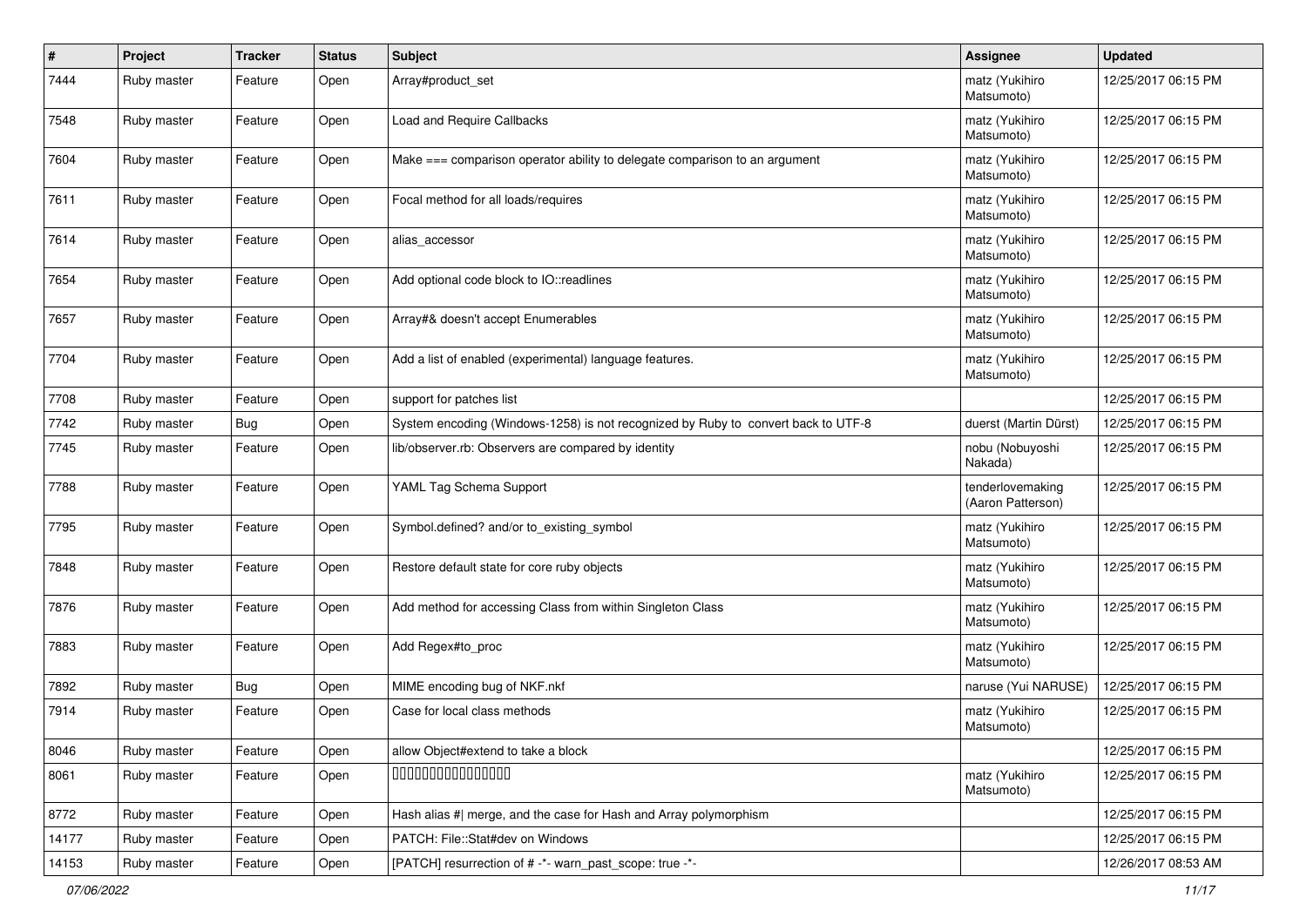| # | Project | Tracker | Status | Subject | Assignee | Updated |
|---|---|---|---|---|---|---|
| 7444 | Ruby master | Feature | Open | Array#product_set | matz (Yukihiro Matsumoto) | 12/25/2017 06:15 PM |
| 7548 | Ruby master | Feature | Open | Load and Require Callbacks | matz (Yukihiro Matsumoto) | 12/25/2017 06:15 PM |
| 7604 | Ruby master | Feature | Open | Make === comparison operator ability to delegate comparison to an argument | matz (Yukihiro Matsumoto) | 12/25/2017 06:15 PM |
| 7611 | Ruby master | Feature | Open | Focal method for all loads/requires | matz (Yukihiro Matsumoto) | 12/25/2017 06:15 PM |
| 7614 | Ruby master | Feature | Open | alias_accessor | matz (Yukihiro Matsumoto) | 12/25/2017 06:15 PM |
| 7654 | Ruby master | Feature | Open | Add optional code block to IO::readlines | matz (Yukihiro Matsumoto) | 12/25/2017 06:15 PM |
| 7657 | Ruby master | Feature | Open | Array#& doesn't accept Enumerables | matz (Yukihiro Matsumoto) | 12/25/2017 06:15 PM |
| 7704 | Ruby master | Feature | Open | Add a list of enabled (experimental) language features. | matz (Yukihiro Matsumoto) | 12/25/2017 06:15 PM |
| 7708 | Ruby master | Feature | Open | support for patches list | | 12/25/2017 06:15 PM |
| 7742 | Ruby master | Bug | Open | System encoding (Windows-1258) is not recognized by Ruby to convert back to UTF-8 | duerst (Martin Dürst) | 12/25/2017 06:15 PM |
| 7745 | Ruby master | Feature | Open | lib/observer.rb: Observers are compared by identity | nobu (Nobuyoshi Nakada) | 12/25/2017 06:15 PM |
| 7788 | Ruby master | Feature | Open | YAML Tag Schema Support | tenderlovemaking (Aaron Patterson) | 12/25/2017 06:15 PM |
| 7795 | Ruby master | Feature | Open | Symbol.defined? and/or to_existing_symbol | matz (Yukihiro Matsumoto) | 12/25/2017 06:15 PM |
| 7848 | Ruby master | Feature | Open | Restore default state for core ruby objects | matz (Yukihiro Matsumoto) | 12/25/2017 06:15 PM |
| 7876 | Ruby master | Feature | Open | Add method for accessing Class from within Singleton Class | matz (Yukihiro Matsumoto) | 12/25/2017 06:15 PM |
| 7883 | Ruby master | Feature | Open | Add Regex#to_proc | matz (Yukihiro Matsumoto) | 12/25/2017 06:15 PM |
| 7892 | Ruby master | Bug | Open | MIME encoding bug of NKF.nkf | naruse (Yui NARUSE) | 12/25/2017 06:15 PM |
| 7914 | Ruby master | Feature | Open | Case for local class methods | matz (Yukihiro Matsumoto) | 12/25/2017 06:15 PM |
| 8046 | Ruby master | Feature | Open | allow Object#extend to take a block | | 12/25/2017 06:15 PM |
| 8061 | Ruby master | Feature | Open | 0000000000000000 | matz (Yukihiro Matsumoto) | 12/25/2017 06:15 PM |
| 8772 | Ruby master | Feature | Open | Hash alias #\| merge, and the case for Hash and Array polymorphism | | 12/25/2017 06:15 PM |
| 14177 | Ruby master | Feature | Open | PATCH: File::Stat#dev on Windows | | 12/25/2017 06:15 PM |
| 14153 | Ruby master | Feature | Open | [PATCH] resurrection of # -*- warn_past_scope: true -*- | | 12/26/2017 08:53 AM |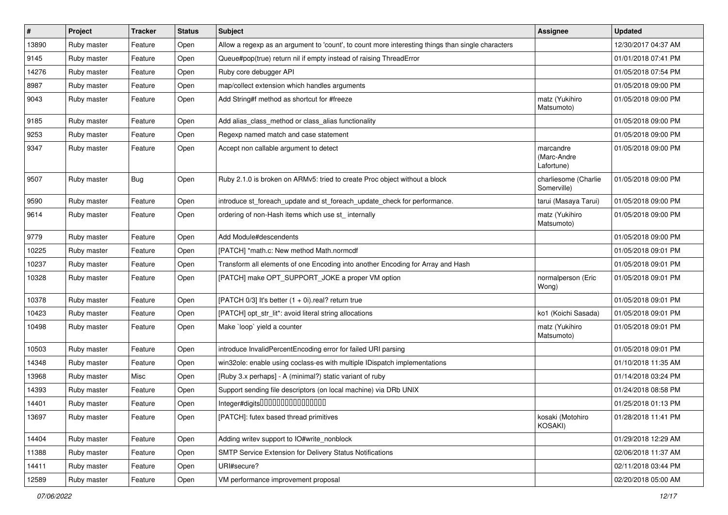| # | Project | Tracker | Status | Subject | Assignee | Updated |
|---|---|---|---|---|---|---|
| 13890 | Ruby master | Feature | Open | Allow a regexp as an argument to 'count', to count more interesting things than single characters | | 12/30/2017 04:37 AM |
| 9145 | Ruby master | Feature | Open | Queue#pop(true) return nil if empty instead of raising ThreadError | | 01/01/2018 07:41 PM |
| 14276 | Ruby master | Feature | Open | Ruby core debugger API | | 01/05/2018 07:54 PM |
| 8987 | Ruby master | Feature | Open | map/collect extension which handles arguments | | 01/05/2018 09:00 PM |
| 9043 | Ruby master | Feature | Open | Add String#f method as shortcut for #freeze | matz (Yukihiro Matsumoto) | 01/05/2018 09:00 PM |
| 9185 | Ruby master | Feature | Open | Add alias_class_method or class_alias functionality | | 01/05/2018 09:00 PM |
| 9253 | Ruby master | Feature | Open | Regexp named match and case statement | | 01/05/2018 09:00 PM |
| 9347 | Ruby master | Feature | Open | Accept non callable argument to detect | marcandre (Marc-Andre Lafortune) | 01/05/2018 09:00 PM |
| 9507 | Ruby master | Bug | Open | Ruby 2.1.0 is broken on ARMv5: tried to create Proc object without a block | charliesome (Charlie Somerville) | 01/05/2018 09:00 PM |
| 9590 | Ruby master | Feature | Open | introduce st_foreach_update and st_foreach_update_check for performance. | tarui (Masaya Tarui) | 01/05/2018 09:00 PM |
| 9614 | Ruby master | Feature | Open | ordering of non-Hash items which use st_ internally | matz (Yukihiro Matsumoto) | 01/05/2018 09:00 PM |
| 9779 | Ruby master | Feature | Open | Add Module#descendents | | 01/05/2018 09:00 PM |
| 10225 | Ruby master | Feature | Open | [PATCH] *math.c: New method Math.normcdf | | 01/05/2018 09:01 PM |
| 10237 | Ruby master | Feature | Open | Transform all elements of one Encoding into another Encoding for Array and Hash | | 01/05/2018 09:01 PM |
| 10328 | Ruby master | Feature | Open | [PATCH] make OPT_SUPPORT_JOKE a proper VM option | normalperson (Eric Wong) | 01/05/2018 09:01 PM |
| 10378 | Ruby master | Feature | Open | [PATCH 0/3] It's better (1 + 0i).real? return true | | 01/05/2018 09:01 PM |
| 10423 | Ruby master | Feature | Open | [PATCH] opt_str_lit*: avoid literal string allocations | ko1 (Koichi Sasada) | 01/05/2018 09:01 PM |
| 10498 | Ruby master | Feature | Open | Make `loop` yield a counter | matz (Yukihiro Matsumoto) | 01/05/2018 09:01 PM |
| 10503 | Ruby master | Feature | Open | introduce InvalidPercentEncoding error for failed URI parsing | | 01/05/2018 09:01 PM |
| 14348 | Ruby master | Feature | Open | win32ole: enable using coclass-es with multiple IDispatch implementations | | 01/10/2018 11:35 AM |
| 13968 | Ruby master | Misc | Open | [Ruby 3.x perhaps] - A (minimal?) static variant of ruby | | 01/14/2018 03:24 PM |
| 14393 | Ruby master | Feature | Open | Support sending file descriptors (on local machine) via DRb UNIX | | 01/24/2018 08:58 PM |
| 14401 | Ruby master | Feature | Open | Integer#digits���������������� | | 01/25/2018 01:13 PM |
| 13697 | Ruby master | Feature | Open | [PATCH]: futex based thread primitives | kosaki (Motohiro KOSAKI) | 01/28/2018 11:41 PM |
| 14404 | Ruby master | Feature | Open | Adding writev support to IO#write_nonblock | | 01/29/2018 12:29 AM |
| 11388 | Ruby master | Feature | Open | SMTP Service Extension for Delivery Status Notifications | | 02/06/2018 11:37 AM |
| 14411 | Ruby master | Feature | Open | URI#secure? | | 02/11/2018 03:44 PM |
| 12589 | Ruby master | Feature | Open | VM performance improvement proposal | | 02/20/2018 05:00 AM |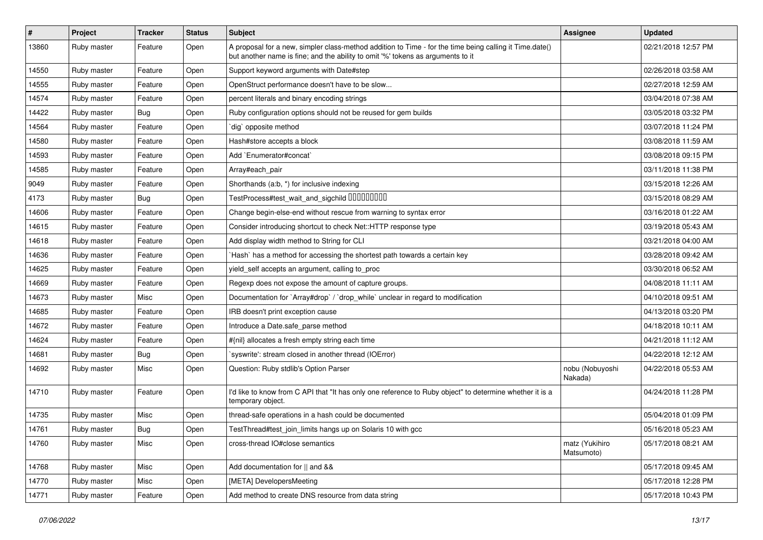| # | Project | Tracker | Status | Subject | Assignee | Updated |
|---|---|---|---|---|---|---|
| 13860 | Ruby master | Feature | Open | A proposal for a new, simpler class-method addition to Time - for the time being calling it Time.date() but another name is fine; and the ability to omit '%' tokens as arguments to it | | 02/21/2018 12:57 PM |
| 14550 | Ruby master | Feature | Open | Support keyword arguments with Date#step | | 02/26/2018 03:58 AM |
| 14555 | Ruby master | Feature | Open | OpenStruct performance doesn't have to be slow... | | 02/27/2018 12:59 AM |
| 14574 | Ruby master | Feature | Open | percent literals and binary encoding strings | | 03/04/2018 07:38 AM |
| 14422 | Ruby master | Bug | Open | Ruby configuration options should not be reused for gem builds | | 03/05/2018 03:32 PM |
| 14564 | Ruby master | Feature | Open | `dig` opposite method | | 03/07/2018 11:24 PM |
| 14580 | Ruby master | Feature | Open | Hash#store accepts a block | | 03/08/2018 11:59 AM |
| 14593 | Ruby master | Feature | Open | Add `Enumerator#concat` | | 03/08/2018 09:15 PM |
| 14585 | Ruby master | Feature | Open | Array#each_pair | | 03/11/2018 11:38 PM |
| 9049 | Ruby master | Feature | Open | Shorthands (a:b, *) for inclusive indexing | | 03/15/2018 12:26 AM |
| 4173 | Ruby master | Bug | Open | TestProcess#test_wait_and_sigchild □□□□□□□□□ | | 03/15/2018 08:29 AM |
| 14606 | Ruby master | Feature | Open | Change begin-else-end without rescue from warning to syntax error | | 03/16/2018 01:22 AM |
| 14615 | Ruby master | Feature | Open | Consider introducing shortcut to check Net::HTTP response type | | 03/19/2018 05:43 AM |
| 14618 | Ruby master | Feature | Open | Add display width method to String for CLI | | 03/21/2018 04:00 AM |
| 14636 | Ruby master | Feature | Open | `Hash` has a method for accessing the shortest path towards a certain key | | 03/28/2018 09:42 AM |
| 14625 | Ruby master | Feature | Open | yield_self accepts an argument, calling to_proc | | 03/30/2018 06:52 AM |
| 14669 | Ruby master | Feature | Open | Regexp does not expose the amount of capture groups. | | 04/08/2018 11:11 AM |
| 14673 | Ruby master | Misc | Open | Documentation for `Array#drop` / `drop_while` unclear in regard to modification | | 04/10/2018 09:51 AM |
| 14685 | Ruby master | Feature | Open | IRB doesn't print exception cause | | 04/13/2018 03:20 PM |
| 14672 | Ruby master | Feature | Open | Introduce a Date.safe_parse method | | 04/18/2018 10:11 AM |
| 14624 | Ruby master | Feature | Open | #{nil} allocates a fresh empty string each time | | 04/21/2018 11:12 AM |
| 14681 | Ruby master | Bug | Open | `syswrite': stream closed in another thread (IOError) | | 04/22/2018 12:12 AM |
| 14692 | Ruby master | Misc | Open | Question: Ruby stdlib's Option Parser | nobu (Nobuyoshi Nakada) | 04/22/2018 05:53 AM |
| 14710 | Ruby master | Feature | Open | I'd like to know from C API that "It has only one reference to Ruby object" to determine whether it is a temporary object. | | 04/24/2018 11:28 PM |
| 14735 | Ruby master | Misc | Open | thread-safe operations in a hash could be documented | | 05/04/2018 01:09 PM |
| 14761 | Ruby master | Bug | Open | TestThread#test_join_limits hangs up on Solaris 10 with gcc | | 05/16/2018 05:23 AM |
| 14760 | Ruby master | Misc | Open | cross-thread IO#close semantics | matz (Yukihiro Matsumoto) | 05/17/2018 08:21 AM |
| 14768 | Ruby master | Misc | Open | Add documentation for \|\| and && | | 05/17/2018 09:45 AM |
| 14770 | Ruby master | Misc | Open | [META] DevelopersMeeting | | 05/17/2018 12:28 PM |
| 14771 | Ruby master | Feature | Open | Add method to create DNS resource from data string | | 05/17/2018 10:43 PM |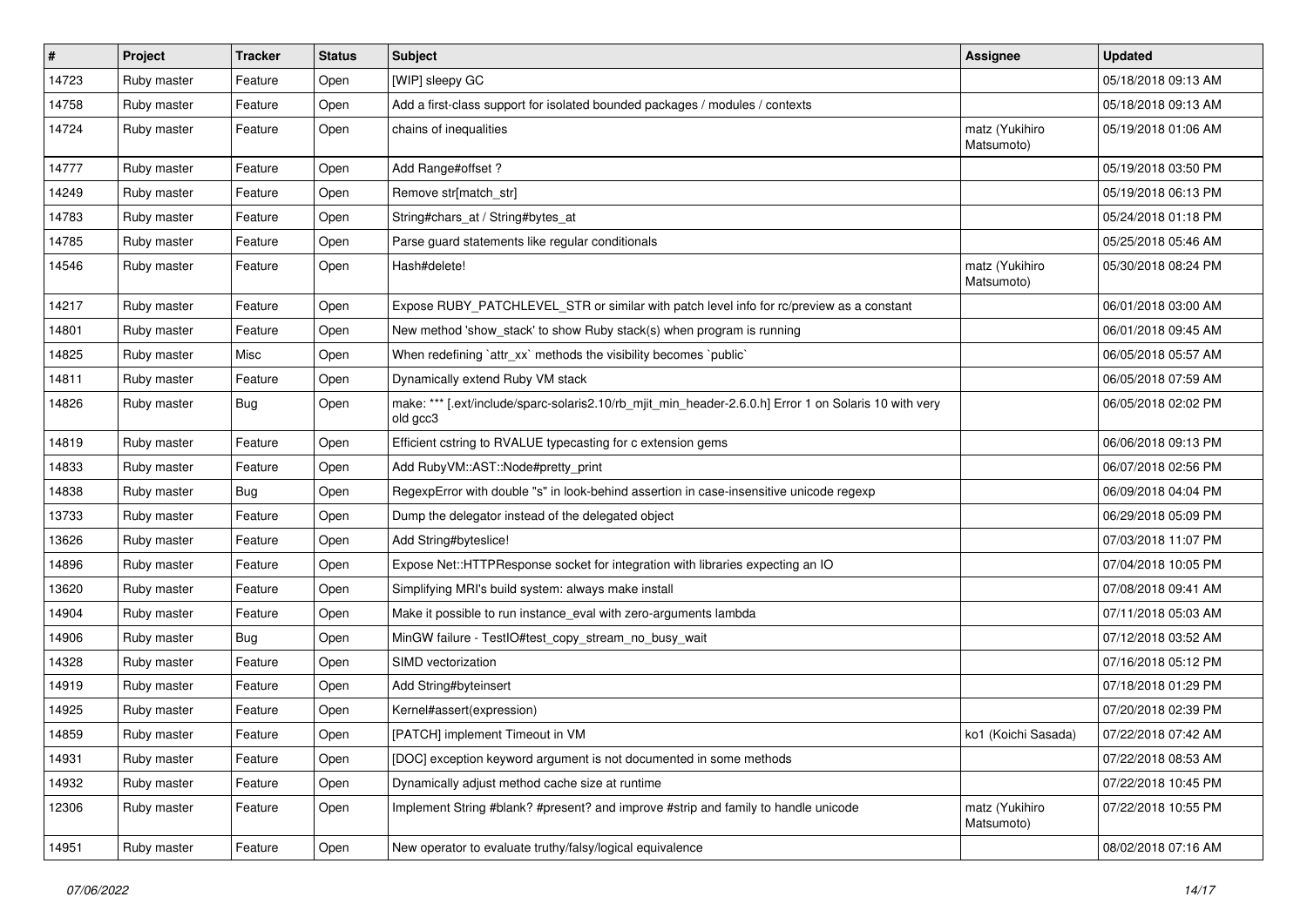| # | Project | Tracker | Status | Subject | Assignee | Updated |
|---|---|---|---|---|---|---|
| 14723 | Ruby master | Feature | Open | [WIP] sleepy GC | | 05/18/2018 09:13 AM |
| 14758 | Ruby master | Feature | Open | Add a first-class support for isolated bounded packages / modules / contexts | | 05/18/2018 09:13 AM |
| 14724 | Ruby master | Feature | Open | chains of inequalities | matz (Yukihiro Matsumoto) | 05/19/2018 01:06 AM |
| 14777 | Ruby master | Feature | Open | Add Range#offset ? | | 05/19/2018 03:50 PM |
| 14249 | Ruby master | Feature | Open | Remove str[match_str] | | 05/19/2018 06:13 PM |
| 14783 | Ruby master | Feature | Open | String#chars_at / String#bytes_at | | 05/24/2018 01:18 PM |
| 14785 | Ruby master | Feature | Open | Parse guard statements like regular conditionals | | 05/25/2018 05:46 AM |
| 14546 | Ruby master | Feature | Open | Hash#delete! | matz (Yukihiro Matsumoto) | 05/30/2018 08:24 PM |
| 14217 | Ruby master | Feature | Open | Expose RUBY_PATCHLEVEL_STR or similar with patch level info for rc/preview as a constant | | 06/01/2018 03:00 AM |
| 14801 | Ruby master | Feature | Open | New method 'show_stack' to show Ruby stack(s) when program is running | | 06/01/2018 09:45 AM |
| 14825 | Ruby master | Misc | Open | When redefining `attr_xx` methods the visibility becomes `public` | | 06/05/2018 05:57 AM |
| 14811 | Ruby master | Feature | Open | Dynamically extend Ruby VM stack | | 06/05/2018 07:59 AM |
| 14826 | Ruby master | Bug | Open | make: *** [.ext/include/sparc-solaris2.10/rb_mjit_min_header-2.6.0.h] Error 1 on Solaris 10 with very old gcc3 | | 06/05/2018 02:02 PM |
| 14819 | Ruby master | Feature | Open | Efficient cstring to RVALUE typecasting for c extension gems | | 06/06/2018 09:13 PM |
| 14833 | Ruby master | Feature | Open | Add RubyVM::AST::Node#pretty_print | | 06/07/2018 02:56 PM |
| 14838 | Ruby master | Bug | Open | RegexpError with double "s" in look-behind assertion in case-insensitive unicode regexp | | 06/09/2018 04:04 PM |
| 13733 | Ruby master | Feature | Open | Dump the delegator instead of the delegated object | | 06/29/2018 05:09 PM |
| 13626 | Ruby master | Feature | Open | Add String#byteslice! | | 07/03/2018 11:07 PM |
| 14896 | Ruby master | Feature | Open | Expose Net::HTTPResponse socket for integration with libraries expecting an IO | | 07/04/2018 10:05 PM |
| 13620 | Ruby master | Feature | Open | Simplifying MRI's build system: always make install | | 07/08/2018 09:41 AM |
| 14904 | Ruby master | Feature | Open | Make it possible to run instance_eval with zero-arguments lambda | | 07/11/2018 05:03 AM |
| 14906 | Ruby master | Bug | Open | MinGW failure - TestIO#test_copy_stream_no_busy_wait | | 07/12/2018 03:52 AM |
| 14328 | Ruby master | Feature | Open | SIMD vectorization | | 07/16/2018 05:12 PM |
| 14919 | Ruby master | Feature | Open | Add String#byteinsert | | 07/18/2018 01:29 PM |
| 14925 | Ruby master | Feature | Open | Kernel#assert(expression) | | 07/20/2018 02:39 PM |
| 14859 | Ruby master | Feature | Open | [PATCH] implement Timeout in VM | ko1 (Koichi Sasada) | 07/22/2018 07:42 AM |
| 14931 | Ruby master | Feature | Open | [DOC] exception keyword argument is not documented in some methods | | 07/22/2018 08:53 AM |
| 14932 | Ruby master | Feature | Open | Dynamically adjust method cache size at runtime | | 07/22/2018 10:45 PM |
| 12306 | Ruby master | Feature | Open | Implement String #blank? #present? and improve #strip and family to handle unicode | matz (Yukihiro Matsumoto) | 07/22/2018 10:55 PM |
| 14951 | Ruby master | Feature | Open | New operator to evaluate truthy/falsy/logical equivalence | | 08/02/2018 07:16 AM |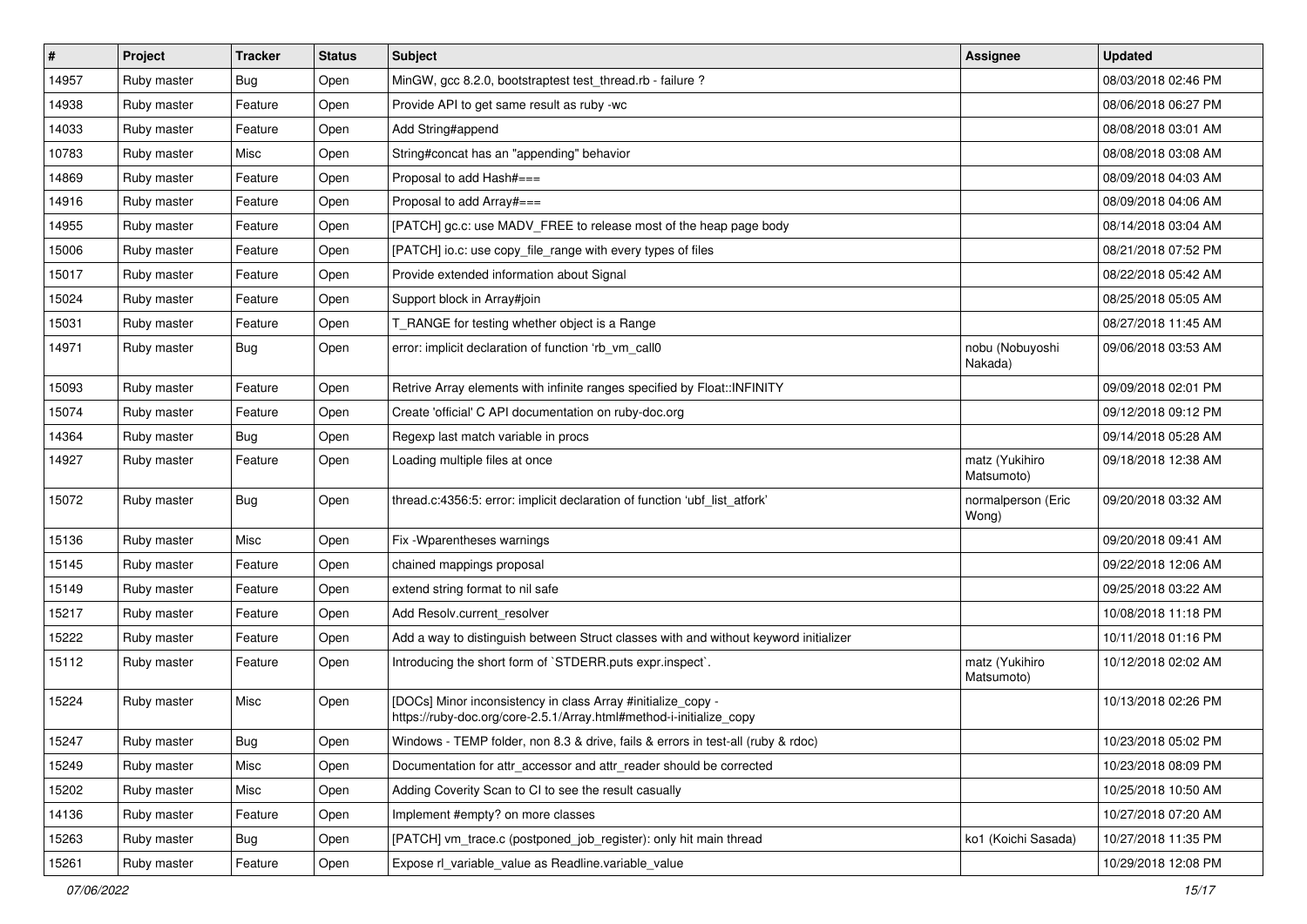| # | Project | Tracker | Status | Subject | Assignee | Updated |
|---|---|---|---|---|---|---|
| 14957 | Ruby master | Bug | Open | MinGW, gcc 8.2.0, bootstraptest test_thread.rb - failure ? | | 08/03/2018 02:46 PM |
| 14938 | Ruby master | Feature | Open | Provide API to get same result as ruby -wc | | 08/06/2018 06:27 PM |
| 14033 | Ruby master | Feature | Open | Add String#append | | 08/08/2018 03:01 AM |
| 10783 | Ruby master | Misc | Open | String#concat has an "appending" behavior | | 08/08/2018 03:08 AM |
| 14869 | Ruby master | Feature | Open | Proposal to add Hash#=== | | 08/09/2018 04:03 AM |
| 14916 | Ruby master | Feature | Open | Proposal to add Array#=== | | 08/09/2018 04:06 AM |
| 14955 | Ruby master | Feature | Open | [PATCH] gc.c: use MADV_FREE to release most of the heap page body | | 08/14/2018 03:04 AM |
| 15006 | Ruby master | Feature | Open | [PATCH] io.c: use copy_file_range with every types of files | | 08/21/2018 07:52 PM |
| 15017 | Ruby master | Feature | Open | Provide extended information about Signal | | 08/22/2018 05:42 AM |
| 15024 | Ruby master | Feature | Open | Support block in Array#join | | 08/25/2018 05:05 AM |
| 15031 | Ruby master | Feature | Open | T_RANGE for testing whether object is a Range | | 08/27/2018 11:45 AM |
| 14971 | Ruby master | Bug | Open | error: implicit declaration of function 'rb_vm_call0 | nobu (Nobuyoshi Nakada) | 09/06/2018 03:53 AM |
| 15093 | Ruby master | Feature | Open | Retrive Array elements with infinite ranges specified by Float::INFINITY | | 09/09/2018 02:01 PM |
| 15074 | Ruby master | Feature | Open | Create 'official' C API documentation on ruby-doc.org | | 09/12/2018 09:12 PM |
| 14364 | Ruby master | Bug | Open | Regexp last match variable in procs | | 09/14/2018 05:28 AM |
| 14927 | Ruby master | Feature | Open | Loading multiple files at once | matz (Yukihiro Matsumoto) | 09/18/2018 12:38 AM |
| 15072 | Ruby master | Bug | Open | thread.c:4356:5: error: implicit declaration of function 'ubf_list_atfork' | normalperson (Eric Wong) | 09/20/2018 03:32 AM |
| 15136 | Ruby master | Misc | Open | Fix -Wparentheses warnings | | 09/20/2018 09:41 AM |
| 15145 | Ruby master | Feature | Open | chained mappings proposal | | 09/22/2018 12:06 AM |
| 15149 | Ruby master | Feature | Open | extend string format to nil safe | | 09/25/2018 03:22 AM |
| 15217 | Ruby master | Feature | Open | Add Resolv.current_resolver | | 10/08/2018 11:18 PM |
| 15222 | Ruby master | Feature | Open | Add a way to distinguish between Struct classes with and without keyword initializer | | 10/11/2018 01:16 PM |
| 15112 | Ruby master | Feature | Open | Introducing the short form of `STDERR.puts expr.inspect`. | matz (Yukihiro Matsumoto) | 10/12/2018 02:02 AM |
| 15224 | Ruby master | Misc | Open | [DOCs] Minor inconsistency in class Array #initialize_copy - https://ruby-doc.org/core-2.5.1/Array.html#method-i-initialize_copy | | 10/13/2018 02:26 PM |
| 15247 | Ruby master | Bug | Open | Windows - TEMP folder, non 8.3 & drive, fails & errors in test-all (ruby & rdoc) | | 10/23/2018 05:02 PM |
| 15249 | Ruby master | Misc | Open | Documentation for attr_accessor and attr_reader should be corrected | | 10/23/2018 08:09 PM |
| 15202 | Ruby master | Misc | Open | Adding Coverity Scan to CI to see the result casually | | 10/25/2018 10:50 AM |
| 14136 | Ruby master | Feature | Open | Implement #empty? on more classes | | 10/27/2018 07:20 AM |
| 15263 | Ruby master | Bug | Open | [PATCH] vm_trace.c (postponed_job_register): only hit main thread | ko1 (Koichi Sasada) | 10/27/2018 11:35 PM |
| 15261 | Ruby master | Feature | Open | Expose rl_variable_value as Readline.variable_value | | 10/29/2018 12:08 PM |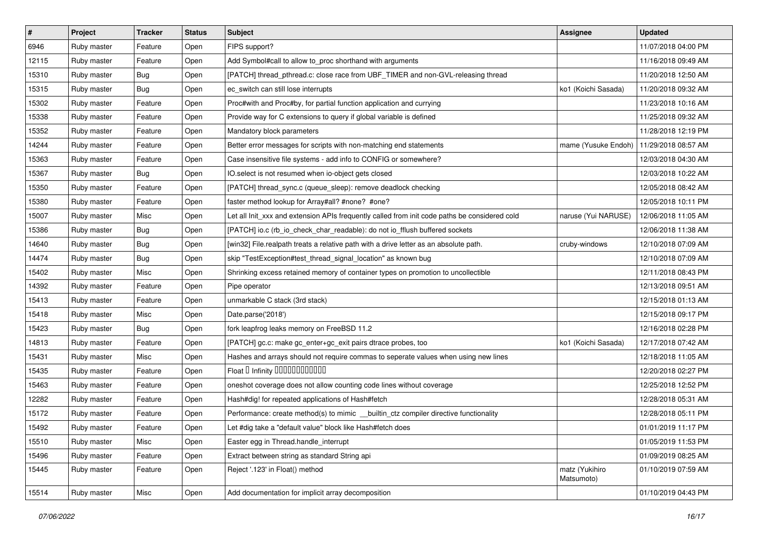| # | Project | Tracker | Status | Subject | Assignee | Updated |
|---|---|---|---|---|---|---|
| 6946 | Ruby master | Feature | Open | FIPS support? | | 11/07/2018 04:00 PM |
| 12115 | Ruby master | Feature | Open | Add Symbol#call to allow to_proc shorthand with arguments | | 11/16/2018 09:49 AM |
| 15310 | Ruby master | Bug | Open | [PATCH] thread_pthread.c: close race from UBF_TIMER and non-GVL-releasing thread | | 11/20/2018 12:50 AM |
| 15315 | Ruby master | Bug | Open | ec_switch can still lose interrupts | ko1 (Koichi Sasada) | 11/20/2018 09:32 AM |
| 15302 | Ruby master | Feature | Open | Proc#with and Proc#by, for partial function application and currying | | 11/23/2018 10:16 AM |
| 15338 | Ruby master | Feature | Open | Provide way for C extensions to query if global variable is defined | | 11/25/2018 09:32 AM |
| 15352 | Ruby master | Feature | Open | Mandatory block parameters | | 11/28/2018 12:19 PM |
| 14244 | Ruby master | Feature | Open | Better error messages for scripts with non-matching end statements | mame (Yusuke Endoh) | 11/29/2018 08:57 AM |
| 15363 | Ruby master | Feature | Open | Case insensitive file systems - add info to CONFIG or somewhere? | | 12/03/2018 04:30 AM |
| 15367 | Ruby master | Bug | Open | IO.select is not resumed when io-object gets closed | | 12/03/2018 10:22 AM |
| 15350 | Ruby master | Feature | Open | [PATCH] thread_sync.c (queue_sleep): remove deadlock checking | | 12/05/2018 08:42 AM |
| 15380 | Ruby master | Feature | Open | faster method lookup for Array#all? #none? #one? | | 12/05/2018 10:11 PM |
| 15007 | Ruby master | Misc | Open | Let all Init_xxx and extension APIs frequently called from init code paths be considered cold | naruse (Yui NARUSE) | 12/06/2018 11:05 AM |
| 15386 | Ruby master | Bug | Open | [PATCH] io.c (rb_io_check_char_readable): do not io_fflush buffered sockets | | 12/06/2018 11:38 AM |
| 14640 | Ruby master | Bug | Open | [win32] File.realpath treats a relative path with a drive letter as an absolute path. | cruby-windows | 12/10/2018 07:09 AM |
| 14474 | Ruby master | Bug | Open | skip "TestException#test_thread_signal_location" as known bug | | 12/10/2018 07:09 AM |
| 15402 | Ruby master | Misc | Open | Shrinking excess retained memory of container types on promotion to uncollectible | | 12/11/2018 08:43 PM |
| 14392 | Ruby master | Feature | Open | Pipe operator | | 12/13/2018 09:51 AM |
| 15413 | Ruby master | Feature | Open | unmarkable C stack (3rd stack) | | 12/15/2018 01:13 AM |
| 15418 | Ruby master | Misc | Open | Date.parse('2018') | | 12/15/2018 09:17 PM |
| 15423 | Ruby master | Bug | Open | fork leapfrog leaks memory on FreeBSD 11.2 | | 12/16/2018 02:28 PM |
| 14813 | Ruby master | Feature | Open | [PATCH] gc.c: make gc_enter+gc_exit pairs dtrace probes, too | ko1 (Koichi Sasada) | 12/17/2018 07:42 AM |
| 15431 | Ruby master | Misc | Open | Hashes and arrays should not require commas to seperate values when using new lines | | 12/18/2018 11:05 AM |
| 15435 | Ruby master | Feature | Open | Float � Infinity ������������ | | 12/20/2018 02:27 PM |
| 15463 | Ruby master | Feature | Open | oneshot coverage does not allow counting code lines without coverage | | 12/25/2018 12:52 PM |
| 12282 | Ruby master | Feature | Open | Hash#dig! for repeated applications of Hash#fetch | | 12/28/2018 05:31 AM |
| 15172 | Ruby master | Feature | Open | Performance: create method(s) to mimic __builtin_ctz compiler directive functionality | | 12/28/2018 05:11 PM |
| 15492 | Ruby master | Feature | Open | Let #dig take a "default value" block like Hash#fetch does | | 01/01/2019 11:17 PM |
| 15510 | Ruby master | Misc | Open | Easter egg in Thread.handle_interrupt | | 01/05/2019 11:53 PM |
| 15496 | Ruby master | Feature | Open | Extract between string as standard String api | | 01/09/2019 08:25 AM |
| 15445 | Ruby master | Feature | Open | Reject '.123' in Float() method | matz (Yukihiro Matsumoto) | 01/10/2019 07:59 AM |
| 15514 | Ruby master | Misc | Open | Add documentation for implicit array decomposition | | 01/10/2019 04:43 PM |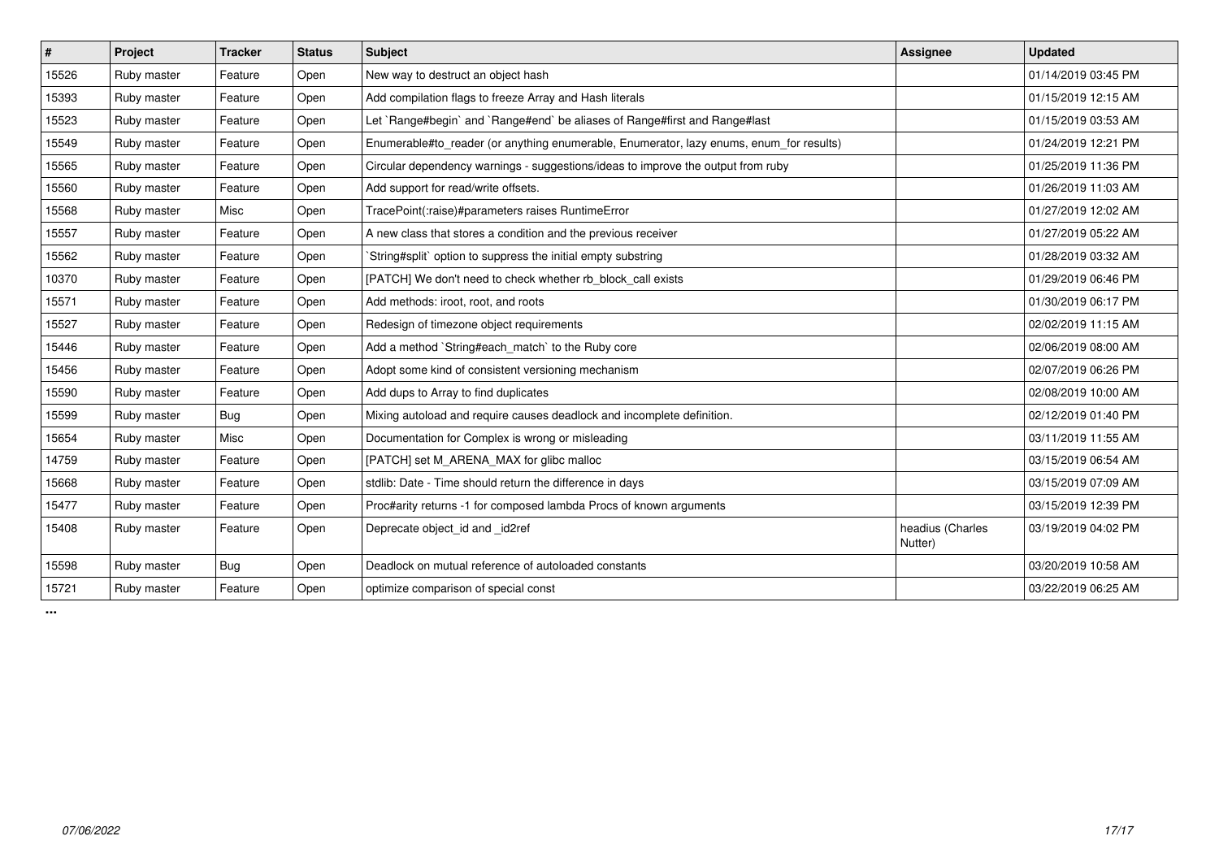| # | Project | Tracker | Status | Subject | Assignee | Updated |
|---|---|---|---|---|---|---|
| 15526 | Ruby master | Feature | Open | New way to destruct an object hash | | 01/14/2019 03:45 PM |
| 15393 | Ruby master | Feature | Open | Add compilation flags to freeze Array and Hash literals | | 01/15/2019 12:15 AM |
| 15523 | Ruby master | Feature | Open | Let `Range#begin` and `Range#end` be aliases of Range#first and Range#last | | 01/15/2019 03:53 AM |
| 15549 | Ruby master | Feature | Open | Enumerable#to_reader (or anything enumerable, Enumerator, lazy enums, enum_for results) | | 01/24/2019 12:21 PM |
| 15565 | Ruby master | Feature | Open | Circular dependency warnings - suggestions/ideas to improve the output from ruby | | 01/25/2019 11:36 PM |
| 15560 | Ruby master | Feature | Open | Add support for read/write offsets. | | 01/26/2019 11:03 AM |
| 15568 | Ruby master | Misc | Open | TracePoint(:raise)#parameters raises RuntimeError | | 01/27/2019 12:02 AM |
| 15557 | Ruby master | Feature | Open | A new class that stores a condition and the previous receiver | | 01/27/2019 05:22 AM |
| 15562 | Ruby master | Feature | Open | `String#split` option to suppress the initial empty substring | | 01/28/2019 03:32 AM |
| 10370 | Ruby master | Feature | Open | [PATCH] We don't need to check whether rb_block_call exists | | 01/29/2019 06:46 PM |
| 15571 | Ruby master | Feature | Open | Add methods: iroot, root, and roots | | 01/30/2019 06:17 PM |
| 15527 | Ruby master | Feature | Open | Redesign of timezone object requirements | | 02/02/2019 11:15 AM |
| 15446 | Ruby master | Feature | Open | Add a method `String#each_match` to the Ruby core | | 02/06/2019 08:00 AM |
| 15456 | Ruby master | Feature | Open | Adopt some kind of consistent versioning mechanism | | 02/07/2019 06:26 PM |
| 15590 | Ruby master | Feature | Open | Add dups to Array to find duplicates | | 02/08/2019 10:00 AM |
| 15599 | Ruby master | Bug | Open | Mixing autoload and require causes deadlock and incomplete definition. | | 02/12/2019 01:40 PM |
| 15654 | Ruby master | Misc | Open | Documentation for Complex is wrong or misleading | | 03/11/2019 11:55 AM |
| 14759 | Ruby master | Feature | Open | [PATCH] set M_ARENA_MAX for glibc malloc | | 03/15/2019 06:54 AM |
| 15668 | Ruby master | Feature | Open | stdlib: Date - Time should return the difference in days | | 03/15/2019 07:09 AM |
| 15477 | Ruby master | Feature | Open | Proc#arity returns -1 for composed lambda Procs of known arguments | | 03/15/2019 12:39 PM |
| 15408 | Ruby master | Feature | Open | Deprecate object_id and _id2ref | headius (Charles Nutter) | 03/19/2019 04:02 PM |
| 15598 | Ruby master | Bug | Open | Deadlock on mutual reference of autoloaded constants | | 03/20/2019 10:58 AM |
| 15721 | Ruby master | Feature | Open | optimize comparison of special const | | 03/22/2019 06:25 AM |

**...**